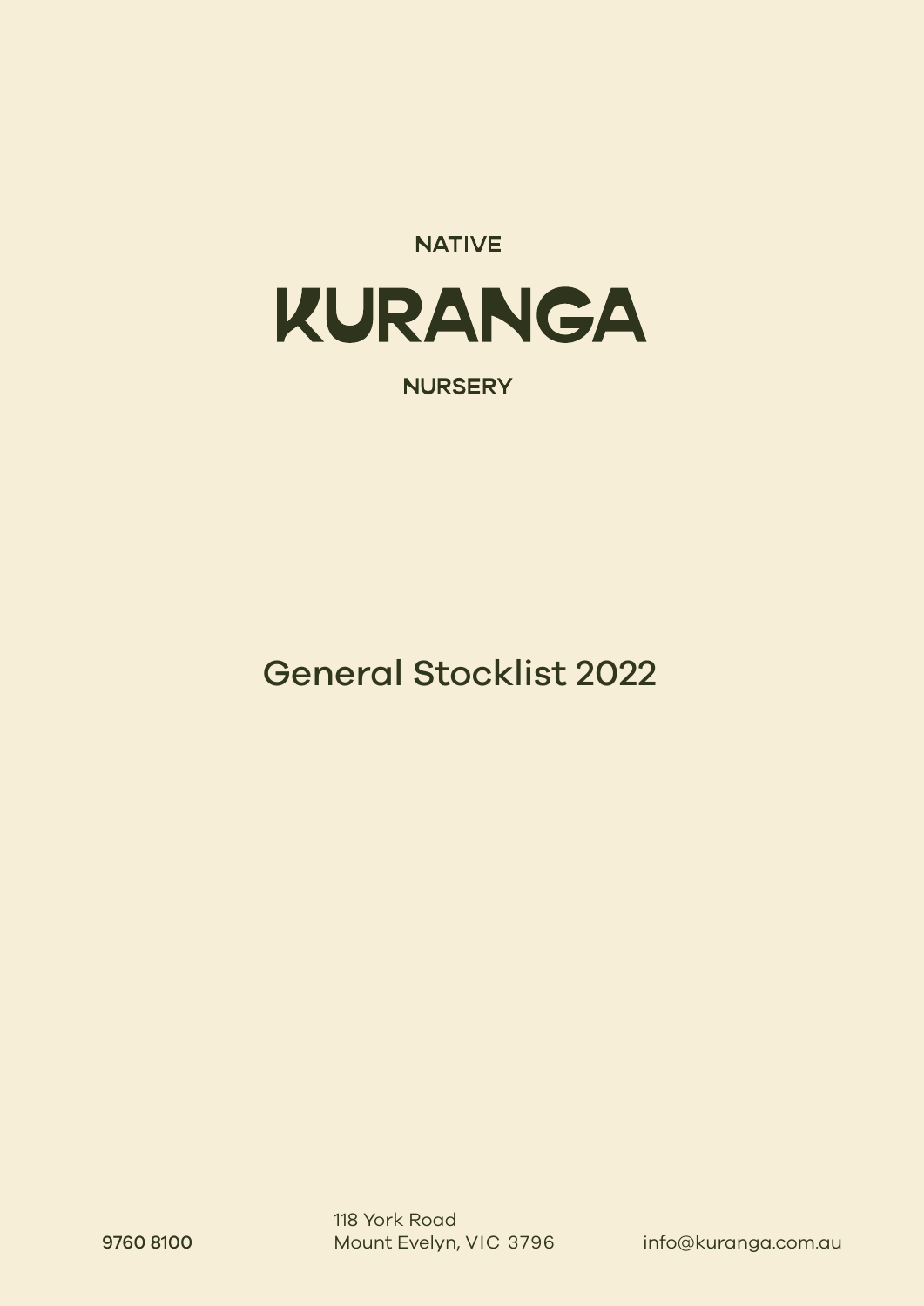NATIVE

# KURANGA

NURSERY

## General Stocklist 2022

9760 8100

118 York Road
Mount Evelyn, VIC 3796

info@kuranga.com.au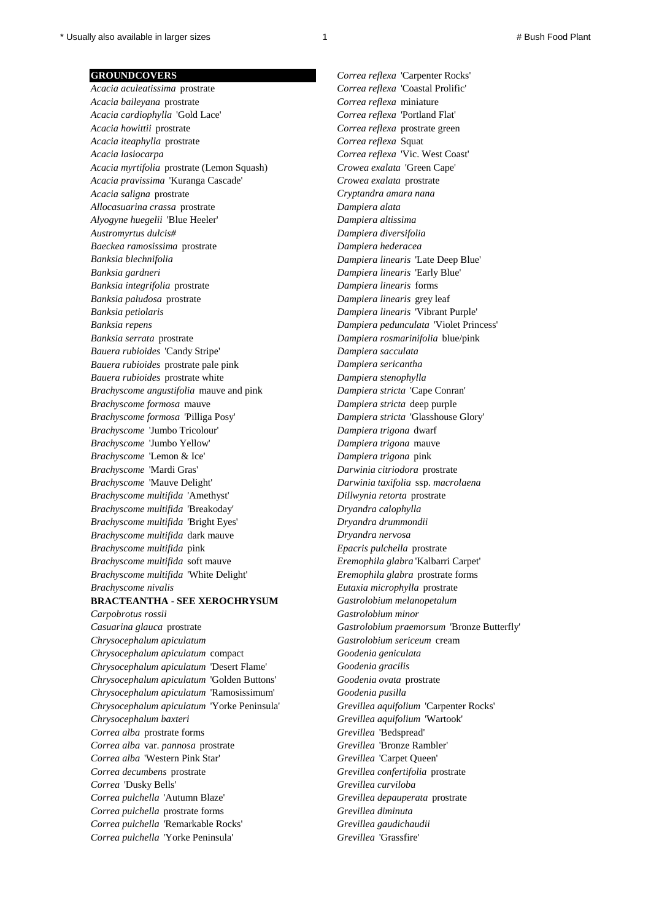## GROUNDCOVERS

*Acacia aculeatissima* prostrate
*Acacia baileyana* prostrate
*Acacia cardiophylla* 'Gold Lace'
*Acacia howittii* prostrate
*Acacia iteaphylla* prostrate
*Acacia lasiocarpa*
*Acacia myrtifolia* prostrate (Lemon Squash)
*Acacia pravissima* 'Kuranga Cascade'
*Acacia saligna* prostrate
*Allocasuarina crassa* prostrate
*Alyogyne huegelii* 'Blue Heeler'
*Austromyrtus dulcis*#
*Baeckea ramosissima* prostrate
*Banksia blechnifolia*
*Banksia gardneri*
*Banksia integrifolia* prostrate
*Banksia paludosa* prostrate
*Banksia petiolaris*
*Banksia repens*
*Banksia serrata* prostrate
*Bauera rubioides* 'Candy Stripe'
*Bauera rubioides* prostrate pale pink
*Bauera rubioides* prostrate white
*Brachyscome angustifolia* mauve and pink
*Brachyscome formosa* mauve
*Brachyscome formosa* 'Pilliga Posy'
*Brachyscome* 'Jumbo Tricolour'
*Brachyscome* 'Jumbo Yellow'
*Brachyscome* 'Lemon & Ice'
*Brachyscome* 'Mardi Gras'
*Brachyscome* 'Mauve Delight'
*Brachyscome multifida* 'Amethyst'
*Brachyscome multifida* 'Breakoday'
*Brachyscome multifida* 'Bright Eyes'
*Brachyscome multifida* dark mauve
*Brachyscome multifida* pink
*Brachyscome multifida* soft mauve
*Brachyscome multifida* 'White Delight'
*Brachyscome nivalis*
**BRACTEANTHA - SEE XEROCHRYSUM**
*Carpobrotus rossii*
*Casuarina glauca* prostrate
*Chrysocephalum apiculatum*
*Chrysocephalum apiculatum* compact
*Chrysocephalum apiculatum* 'Desert Flame'
*Chrysocephalum apiculatum* 'Golden Buttons'
*Chrysocephalum apiculatum* 'Ramosissimum'
*Chrysocephalum apiculatum* 'Yorke Peninsula'
*Chrysocephalum baxteri*
*Correa alba* prostrate forms
*Correa alba* var. *pannosa* prostrate
*Correa alba* 'Western Pink Star'
*Correa decumbens* prostrate
*Correa* 'Dusky Bells'
*Correa pulchella* 'Autumn Blaze'
*Correa pulchella* prostrate forms
*Correa pulchella* 'Remarkable Rocks'
*Correa pulchella* 'Yorke Peninsula'
*Correa reflexa* 'Carpenter Rocks'
*Correa reflexa* 'Coastal Prolific'
*Correa reflexa* miniature
*Correa reflexa* 'Portland Flat'
*Correa reflexa* prostrate green
*Correa reflexa* Squat
*Correa reflexa* 'Vic. West Coast'
*Crowea exalata* 'Green Cape'
*Crowea exalata* prostrate
*Cryptandra amara nana*
*Dampiera alata*
*Dampiera altissima*
*Dampiera diversifolia*
*Dampiera hederacea*
*Dampiera linearis* 'Late Deep Blue'
*Dampiera linearis* 'Early Blue'
*Dampiera linearis* forms
*Dampiera linearis* grey leaf
*Dampiera linearis* 'Vibrant Purple'
*Dampiera pedunculata* 'Violet Princess'
*Dampiera rosmarinifolia* blue/pink
*Dampiera sacculata*
*Dampiera sericantha*
*Dampiera stenophylla*
*Dampiera stricta* 'Cape Conran'
*Dampiera stricta* deep purple
*Dampiera stricta* 'Glasshouse Glory'
*Dampiera trigona* dwarf
*Dampiera trigona* mauve
*Dampiera trigona* pink
*Darwinia citriodora* prostrate
*Darwinia taxifolia* ssp. *macrolaena*
*Dillwynia retorta* prostrate
*Dryandra calophylla*
*Dryandra drummondii*
*Dryandra nervosa*
*Epacris pulchella* prostrate
*Eremophila glabra* 'Kalbarri Carpet'
*Eremophila glabra* prostrate forms
*Eutaxia microphylla* prostrate
*Gastrolobium melanopetalum*
*Gastrolobium minor*
*Gastrolobium praemorsum* 'Bronze Butterfly'
*Gastrolobium sericeum* cream
*Goodenia geniculata*
*Goodenia gracilis*
*Goodenia ovata* prostrate
*Goodenia pusilla*
*Grevillea aquifolium* 'Carpenter Rocks'
*Grevillea aquifolium* 'Wartook'
*Grevillea* 'Bedspread'
*Grevillea* 'Bronze Rambler'
*Grevillea* 'Carpet Queen'
*Grevillea confertifolia* prostrate
*Grevillea curviloba*
*Grevillea depauperata* prostrate
*Grevillea diminuta*
*Grevillea gaudichaudii*
*Grevillea* 'Grassfire'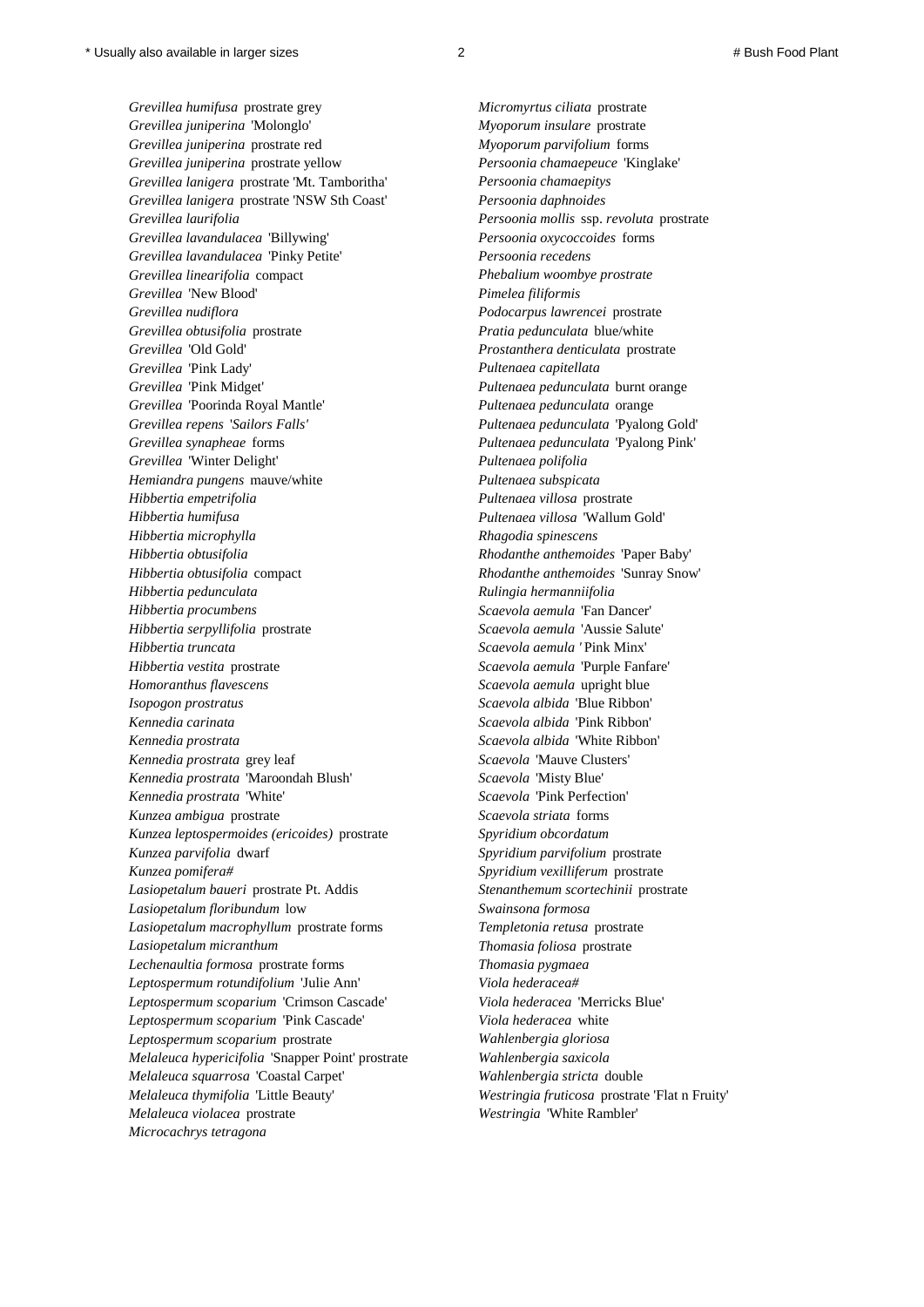*Grevillea humifusa* prostrate grey
*Grevillea juniperina* 'Molonglo'
*Grevillea juniperina* prostrate red
*Grevillea juniperina* prostrate yellow
*Grevillea lanigera* prostrate 'Mt. Tamboritha'
*Grevillea lanigera* prostrate 'NSW Sth Coast'
*Grevillea laurifolia*
*Grevillea lavandulacea* 'Billywing'
*Grevillea lavandulacea* 'Pinky Petite'
*Grevillea linearifolia* compact
*Grevillea* 'New Blood'
*Grevillea nudiflora*
*Grevillea obtusifolia* prostrate
*Grevillea* 'Old Gold'
*Grevillea* 'Pink Lady'
*Grevillea* 'Pink Midget'
*Grevillea* 'Poorinda Royal Mantle'
*Grevillea repens 'Sailors Falls'*
*Grevillea synapheae* forms
*Grevillea* 'Winter Delight'
*Hemiandra pungens* mauve/white
*Hibbertia empetrifolia*
*Hibbertia humifusa*
*Hibbertia microphylla*
*Hibbertia obtusifolia*
*Hibbertia obtusifolia* compact
*Hibbertia pedunculata*
*Hibbertia procumbens*
*Hibbertia serpyllifolia* prostrate
*Hibbertia truncata*
*Hibbertia vestita* prostrate
*Homoranthus flavescens*
*Isopogon prostratus*
*Kennedia carinata*
*Kennedia prostrata*
*Kennedia prostrata* grey leaf
*Kennedia prostrata* 'Maroondah Blush'
*Kennedia prostrata* 'White'
*Kunzea ambigua* prostrate
*Kunzea leptospermoides (ericoides)* prostrate
*Kunzea parvifolia* dwarf
*Kunzea pomifera#*
*Lasiopetalum baueri* prostrate Pt. Addis
*Lasiopetalum floribundum* low
*Lasiopetalum macrophyllum* prostrate forms
*Lasiopetalum micranthum*
*Lechenaultia formosa* prostrate forms
*Leptospermum rotundifolium* 'Julie Ann'
*Leptospermum scoparium* 'Crimson Cascade'
*Leptospermum scoparium* 'Pink Cascade'
*Leptospermum scoparium* prostrate
*Melaleuca hypericifolia* 'Snapper Point' prostrate
*Melaleuca squarrosa* 'Coastal Carpet'
*Melaleuca thymifolia* 'Little Beauty'
*Melaleuca violacea* prostrate
*Microcachrys tetragona*
*Micromyrtus ciliata* prostrate
*Myoporum insulare* prostrate
*Myoporum parvifolium* forms
*Persoonia chamaepeuce* 'Kinglake'
*Persoonia chamaepitys*
*Persoonia daphnoides*
*Persoonia mollis* ssp. *revoluta* prostrate
*Persoonia oxycoccoides* forms
*Persoonia recedens*
*Phebalium woombye prostrate*
*Pimelea filiformis*
*Podocarpus lawrencei* prostrate
*Pratia pedunculata* blue/white
*Prostanthera denticulata* prostrate
*Pultenaea capitellata*
*Pultenaea pedunculata* burnt orange
*Pultenaea pedunculata* orange
*Pultenaea pedunculata* 'Pyalong Gold'
*Pultenaea pedunculata* 'Pyalong Pink'
*Pultenaea polifolia*
*Pultenaea subspicata*
*Pultenaea villosa* prostrate
*Pultenaea villosa* 'Wallum Gold'
*Rhagodia spinescens*
*Rhodanthe anthemoides* 'Paper Baby'
*Rhodanthe anthemoides* 'Sunray Snow'
*Rulingia hermanniifolia*
*Scaevola aemula* 'Fan Dancer'
*Scaevola aemula* 'Aussie Salute'
*Scaevola aemula '* Pink Minx'
*Scaevola aemula* 'Purple Fanfare'
*Scaevola aemula* upright blue
*Scaevola albida* 'Blue Ribbon'
*Scaevola albida* 'Pink Ribbon'
*Scaevola albida* 'White Ribbon'
*Scaevola* 'Mauve Clusters'
*Scaevola* 'Misty Blue'
*Scaevola* 'Pink Perfection'
*Scaevola striata* forms
*Spyridium obcordatum*
*Spyridium parvifolium* prostrate
*Spyridium vexilliferum* prostrate
*Stenanthemum scortechinii* prostrate
*Swainsona formosa*
*Templetonia retusa* prostrate
*Thomasia foliosa* prostrate
*Thomasia pygmaea*
*Viola hederacea#*
*Viola hederacea* 'Merricks Blue'
*Viola hederacea* white
*Wahlenbergia gloriosa*
*Wahlenbergia saxicola*
*Wahlenbergia stricta* double
*Westringia fruticosa* prostrate 'Flat n Fruity'
*Westringia* 'White Rambler'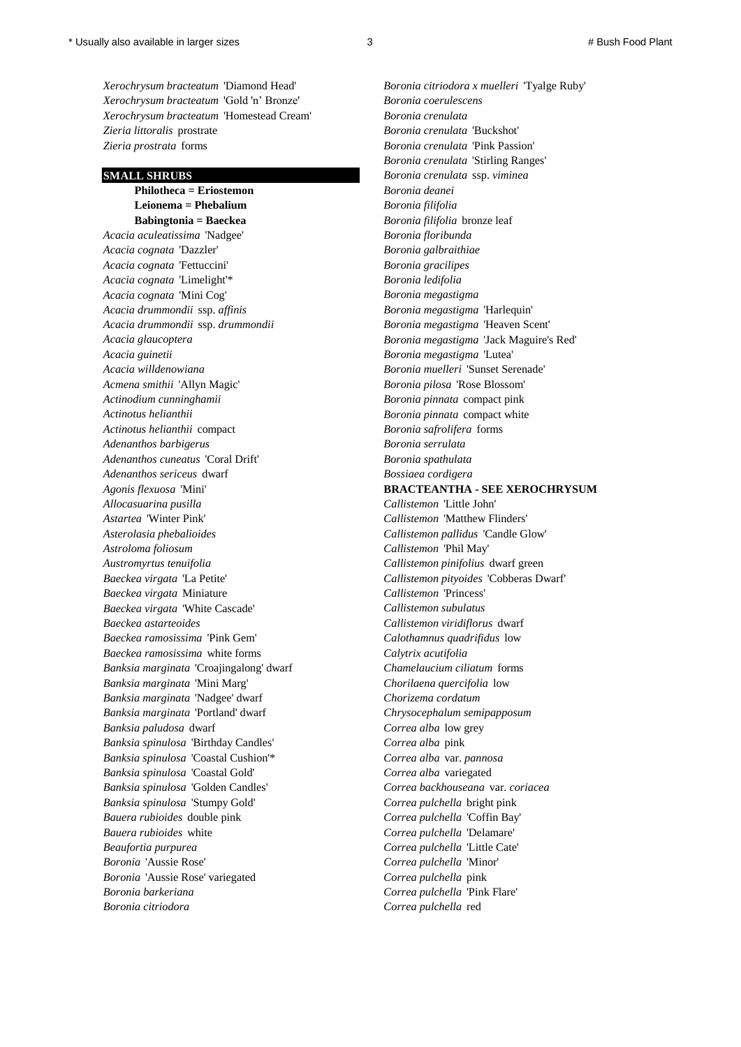*Xerochrysum bracteatum* 'Diamond Head'
*Xerochrysum bracteatum* 'Gold 'n' Bronze'
*Xerochrysum bracteatum* 'Homestead Cream'
*Zieria littoralis* prostrate
*Zieria prostrata* forms

## SMALL SHRUBS

**Philotheca = Eriostemon**
**Leionema = Phebalium**
**Babingtonia = Baeckea**

*Acacia aculeatissima* 'Nadgee'
*Acacia cognata* 'Dazzler'
*Acacia cognata* 'Fettuccini'
*Acacia cognata* 'Limelight'*
*Acacia cognata* 'Mini Cog'
*Acacia drummondii* ssp. *affinis*
*Acacia drummondii* ssp. *drummondii*
*Acacia glaucoptera*
*Acacia guinetii*
*Acacia willdenowiana*
*Acmena smithii* 'Allyn Magic'
*Actinodium cunninghamii*
*Actinotus helianthii*
*Actinotus helianthii* compact
*Adenanthos barbigerus*
*Adenanthos cuneatus* 'Coral Drift'
*Adenanthos sericeus* dwarf
*Agonis flexuosa* 'Mini'
*Allocasuarina pusilla*
*Astartea* 'Winter Pink'
*Asterolasia phebalioides*
*Astroloma foliosum*
*Austromyrtus tenuifolia*
*Baeckea virgata* 'La Petite'
*Baeckea virgata* Miniature
*Baeckea virgata* 'White Cascade'
*Baeckea astarteoides*
*Baeckea ramosissima* 'Pink Gem'
*Baeckea ramosissima* white forms
*Banksia marginata* 'Croajingalong' dwarf
*Banksia marginata* 'Mini Marg'
*Banksia marginata* 'Nadgee' dwarf
*Banksia marginata* 'Portland' dwarf
*Banksia paludosa* dwarf
*Banksia spinulosa* 'Birthday Candles'
*Banksia spinulosa* 'Coastal Cushion'*
*Banksia spinulosa* 'Coastal Gold'
*Banksia spinulosa* 'Golden Candles'
*Banksia spinulosa* 'Stumpy Gold'
*Bauera rubioides* double pink
*Bauera rubioides* white
*Beaufortia purpurea*
*Boronia* 'Aussie Rose'
*Boronia* 'Aussie Rose' variegated
*Boronia barkeriana*
*Boronia citriodora*
*Boronia citriodora x muelleri* 'Tyalge Ruby'
*Boronia coerulescens*
*Boronia crenulata*
*Boronia crenulata* 'Buckshot'
*Boronia crenulata* 'Pink Passion'
*Boronia crenulata* 'Stirling Ranges'
*Boronia crenulata* ssp. *viminea*
*Boronia deanei*
*Boronia filifolia*
*Boronia filifolia* bronze leaf
*Boronia floribunda*
*Boronia galbraithiae*
*Boronia gracilipes*
*Boronia ledifolia*
*Boronia megastigma*
*Boronia megastigma* 'Harlequin'
*Boronia megastigma* 'Heaven Scent'
*Boronia megastigma* 'Jack Maguire's Red'
*Boronia megastigma* 'Lutea'
*Boronia muelleri* 'Sunset Serenade'
*Boronia pilosa* 'Rose Blossom'
*Boronia pinnata* compact pink
*Boronia pinnata* compact white
*Boronia safrolifera* forms
*Boronia serrulata*
*Boronia spathulata*
*Bossiaea cordigera*

**BRACTEANTHA - SEE XEROCHRYSUM**

*Callistemon* 'Little John'
*Callistemon* 'Matthew Flinders'
*Callistemon pallidus* 'Candle Glow'
*Callistemon* 'Phil May'
*Callistemon pinifolius* dwarf green
*Callistemon pityoides* 'Cobberas Dwarf'
*Callistemon* 'Princess'
*Callistemon subulatus*
*Callistemon viridiflorus* dwarf
*Calothamnus quadrifidus* low
*Calytrix acutifolia*
*Chamelaucium ciliatum* forms
*Chorilaena quercifolia* low
*Chorizema cordatum*
*Chrysocephalum semipapposum*
*Correa alba* low grey
*Correa alba* pink
*Correa alba* var. *pannosa*
*Correa alba* variegated
*Correa backhouseana* var. *coriacea*
*Correa pulchella* bright pink
*Correa pulchella* 'Coffin Bay'
*Correa pulchella* 'Delamare'
*Correa pulchella* 'Little Cate'
*Correa pulchella* 'Minor'
*Correa pulchella* pink
*Correa pulchella* 'Pink Flare'
*Correa pulchella* red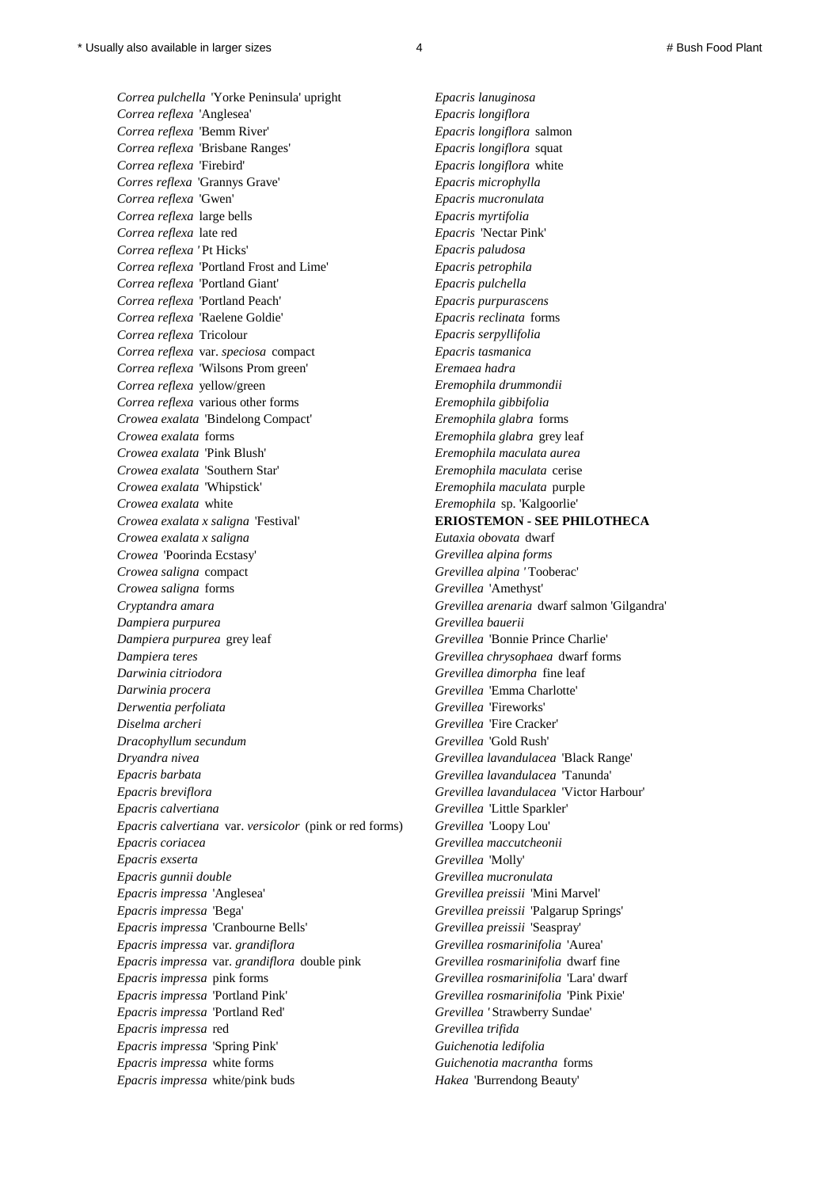*Correa pulchella* 'Yorke Peninsula' upright
*Correa reflexa* 'Anglesea'
*Correa reflexa* 'Bemm River'
*Correa reflexa* 'Brisbane Ranges'
*Correa reflexa* 'Firebird'
*Corres reflexa* 'Grannys Grave'
*Correa reflexa* 'Gwen'
*Correa reflexa* large bells
*Correa reflexa* late red
*Correa reflexa* ' Pt Hicks'
*Correa reflexa* 'Portland Frost and Lime'
*Correa reflexa* 'Portland Giant'
*Correa reflexa* 'Portland Peach'
*Correa reflexa* 'Raelene Goldie'
*Correa reflexa* Tricolour
*Correa reflexa* var. *speciosa* compact
*Correa reflexa* 'Wilsons Prom green'
*Correa reflexa* yellow/green
*Correa reflexa* various other forms
*Crowea exalata* 'Bindelong Compact'
*Crowea exalata* forms
*Crowea exalata* 'Pink Blush'
*Crowea exalata* 'Southern Star'
*Crowea exalata* 'Whipstick'
*Crowea exalata* white
*Crowea exalata x saligna* 'Festival'
*Crowea exalata x saligna*
*Crowea* 'Poorinda Ecstasy'
*Crowea saligna* compact
*Crowea saligna* forms
*Cryptandra amara*
*Dampiera purpurea*
*Dampiera purpurea* grey leaf
*Dampiera teres*
*Darwinia citriodora*
*Darwinia procera*
*Derwentia perfoliata*
*Diselma archeri*
*Dracophyllum secundum*
*Dryandra nivea*
*Epacris barbata*
*Epacris breviflora*
*Epacris calvertiana*
*Epacris calvertiana* var. *versicolor* (pink or red forms)
*Epacris coriacea*
*Epacris exserta*
*Epacris gunnii double*
*Epacris impressa* 'Anglesea'
*Epacris impressa* 'Bega'
*Epacris impressa* 'Cranbourne Bells'
*Epacris impressa* var. *grandiflora*
*Epacris impressa* var. *grandiflora* double pink
*Epacris impressa* pink forms
*Epacris impressa* 'Portland Pink'
*Epacris impressa* 'Portland Red'
*Epacris impressa* red
*Epacris impressa* 'Spring Pink'
*Epacris impressa* white forms
*Epacris impressa* white/pink buds
*Epacris lanuginosa*
*Epacris longiflora*
*Epacris longiflora* salmon
*Epacris longiflora* squat
*Epacris longiflora* white
*Epacris microphylla*
*Epacris mucronulata*
*Epacris myrtifolia*
*Epacris* 'Nectar Pink'
*Epacris paludosa*
*Epacris petrophila*
*Epacris pulchella*
*Epacris purpurascens*
*Epacris reclinata* forms
*Epacris serpyllifolia*
*Epacris tasmanica*
*Eremaea hadra*
*Eremophila drummondii*
*Eremophila gibbifolia*
*Eremophila glabra* forms
*Eremophila glabra* grey leaf
*Eremophila maculata aurea*
*Eremophila maculata* cerise
*Eremophila maculata* purple
*Eremophila* sp. 'Kalgoorlie'
**ERIOSTEMON - SEE PHILOTHECA**
*Eutaxia obovata* dwarf
*Grevillea alpina forms*
*Grevillea alpina* ' Tooberac'
*Grevillea* 'Amethyst'
*Grevillea arenaria* dwarf salmon 'Gilgandra'
*Grevillea bauerii*
*Grevillea* 'Bonnie Prince Charlie'
*Grevillea chrysophaea* dwarf forms
*Grevillea dimorpha* fine leaf
*Grevillea* 'Emma Charlotte'
*Grevillea* 'Fireworks'
*Grevillea* 'Fire Cracker'
*Grevillea* 'Gold Rush'
*Grevillea lavandulacea* 'Black Range'
*Grevillea lavandulacea* 'Tanunda'
*Grevillea lavandulacea* 'Victor Harbour'
*Grevillea* 'Little Sparkler'
*Grevillea* 'Loopy Lou'
*Grevillea maccutcheonii*
*Grevillea* 'Molly'
*Grevillea mucronulata*
*Grevillea preissii* 'Mini Marvel'
*Grevillea preissii* 'Palgarup Springs'
*Grevillea preissii* 'Seaspray'
*Grevillea rosmarinifolia* 'Aurea'
*Grevillea rosmarinifolia* dwarf fine
*Grevillea rosmarinifolia* 'Lara' dwarf
*Grevillea rosmarinifolia* 'Pink Pixie'
*Grevillea* ' Strawberry Sundae'
*Grevillea trifida*
*Guichenotia ledifolia*
*Guichenotia macrantha* forms
*Hakea* 'Burrendong Beauty'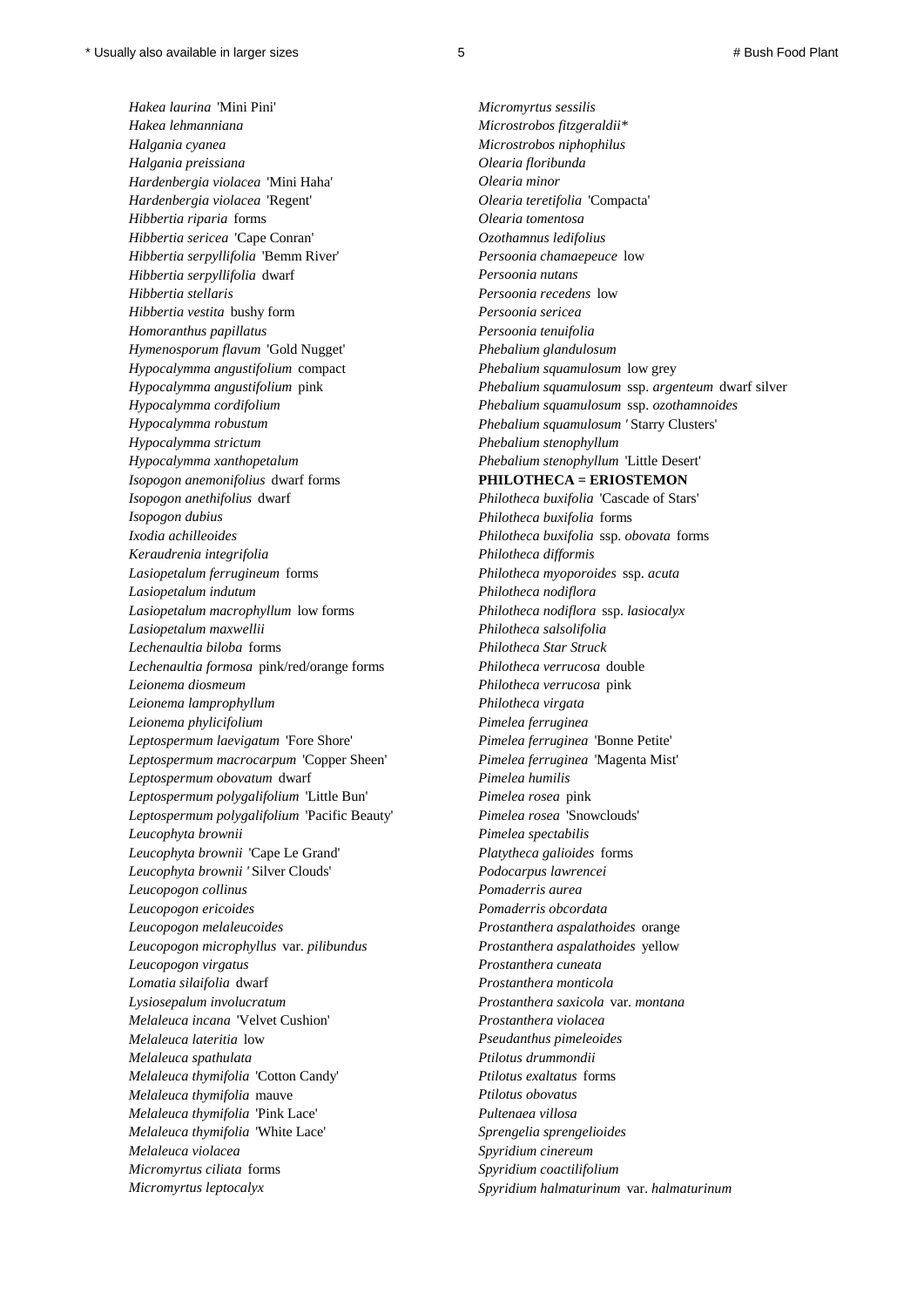*Hakea laurina* 'Mini Pini'
*Hakea lehmanniana*
*Halgania cyanea*
*Halgania preissiana*
*Hardenbergia violacea* 'Mini Haha'
*Hardenbergia violacea* 'Regent'
*Hibbertia riparia* forms
*Hibbertia sericea* 'Cape Conran'
*Hibbertia serpyllifolia* 'Bemm River'
*Hibbertia serpyllifolia* dwarf
*Hibbertia stellaris*
*Hibbertia vestita* bushy form
*Homoranthus papillatus*
*Hymenosporum flavum* 'Gold Nugget'
*Hypocalymma angustifolium* compact
*Hypocalymma angustifolium* pink
*Hypocalymma cordifolium*
*Hypocalymma robustum*
*Hypocalymma strictum*
*Hypocalymma xanthopetalum*
*Isopogon anemonifolius* dwarf forms
*Isopogon anethifolius* dwarf
*Isopogon dubius*
*Ixodia achilleoides*
*Keraudrenia integrifolia*
*Lasiopetalum ferrugineum* forms
*Lasiopetalum indutum*
*Lasiopetalum macrophyllum* low forms
*Lasiopetalum maxwellii*
*Lechenaultia biloba* forms
*Lechenaultia formosa* pink/red/orange forms
*Leionema diosmeum*
*Leionema lamprophyllum*
*Leionema phylicifolium*
*Leptospermum laevigatum* 'Fore Shore'
*Leptospermum macrocarpum* 'Copper Sheen'
*Leptospermum obovatum* dwarf
*Leptospermum polygalifolium* 'Little Bun'
*Leptospermum polygalifolium* 'Pacific Beauty'
*Leucophyta brownii*
*Leucophyta brownii* 'Cape Le Grand'
*Leucophyta brownii '* Silver Clouds'
*Leucopogon collinus*
*Leucopogon ericoides*
*Leucopogon melaleucoides*
*Leucopogon microphyllus* var. *pilibundus*
*Leucopogon virgatus*
*Lomatia silaifolia* dwarf
*Lysiosepalum involucratum*
*Melaleuca incana* 'Velvet Cushion'
*Melaleuca lateritia* low
*Melaleuca spathulata*
*Melaleuca thymifolia* 'Cotton Candy'
*Melaleuca thymifolia* mauve
*Melaleuca thymifolia* 'Pink Lace'
*Melaleuca thymifolia* 'White Lace'
*Melaleuca violacea*
*Micromyrtus ciliata* forms
*Micromyrtus leptocalyx*
*Micromyrtus sessilis*
*Microstrobos fitzgeraldii**
*Microstrobos niphophilus*
*Olearia floribunda*
*Olearia minor*
*Olearia teretifolia* 'Compacta'
*Olearia tomentosa*
*Ozothamnus ledifolius*
*Persoonia chamaepeuce* low
*Persoonia nutans*
*Persoonia recedens* low
*Persoonia sericea*
*Persoonia tenuifolia*
*Phebalium glandulosum*
*Phebalium squamulosum* low grey
*Phebalium squamulosum* ssp. *argenteum* dwarf silver
*Phebalium squamulosum* ssp. *ozothamnoides*
*Phebalium squamulosum '* Starry Clusters'
*Phebalium stenophyllum*
*Phebalium stenophyllum* 'Little Desert'
**PHILOTHECA = ERIOSTEMON**
*Philotheca buxifolia* 'Cascade of Stars'
*Philotheca buxifolia* forms
*Philotheca buxifolia* ssp. *obovata* forms
*Philotheca difformis*
*Philotheca myoporoides* ssp. *acuta*
*Philotheca nodiflora*
*Philotheca nodiflora* ssp. *lasiocalyx*
*Philotheca salsolifolia*
*Philotheca Star Struck*
*Philotheca verrucosa* double
*Philotheca verrucosa* pink
*Philotheca virgata*
*Pimelea ferruginea*
*Pimelea ferruginea* 'Bonne Petite'
*Pimelea ferruginea* 'Magenta Mist'
*Pimelea humilis*
*Pimelea rosea* pink
*Pimelea rosea* 'Snowclouds'
*Pimelea spectabilis*
*Platytheca galioides* forms
*Podocarpus lawrencei*
*Pomaderris aurea*
*Pomaderris obcordata*
*Prostanthera aspalathoides* orange
*Prostanthera aspalathoides* yellow
*Prostanthera cuneata*
*Prostanthera monticola*
*Prostanthera saxicola* var. *montana*
*Prostanthera violacea*
*Pseudanthus pimeleoides*
*Ptilotus drummondii*
*Ptilotus exaltatus* forms
*Ptilotus obovatus*
*Pultenaea villosa*
*Sprengelia sprengelioides*
*Spyridium cinereum*
*Spyridium coactilifolium*
*Spyridium halmaturinum* var. *halmaturinum*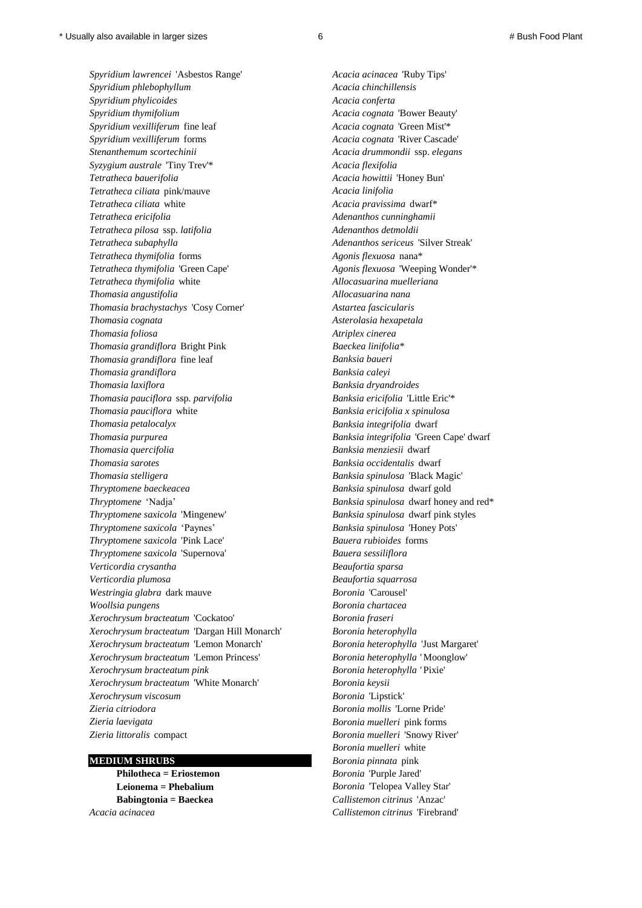*Spyridium lawrencei* 'Asbestos Range'
*Spyridium phlebophyllum*
*Spyridium phylicoides*
*Spyridium thymifolium*
*Spyridium vexilliferum* fine leaf
*Spyridium vexilliferum* forms
*Stenanthemum scortechinii*
*Syzygium australe* 'Tiny Trev'*
*Tetratheca bauerifolia*
*Tetratheca ciliata* pink/mauve
*Tetratheca ciliata* white
*Tetratheca ericifolia*
*Tetratheca pilosa* ssp. *latifolia*
*Tetratheca subaphylla*
*Tetratheca thymifolia* forms
*Tetratheca thymifolia* 'Green Cape'
*Tetratheca thymifolia* white
*Thomasia angustifolia*
*Thomasia brachystachys* 'Cosy Corner'
*Thomasia cognata*
*Thomasia foliosa*
*Thomasia grandiflora* Bright Pink
*Thomasia grandiflora* fine leaf
*Thomasia grandiflora*
*Thomasia laxiflora*
*Thomasia pauciflora* ssp. *parvifolia*
*Thomasia pauciflora* white
*Thomasia petalocalyx*
*Thomasia purpurea*
*Thomasia quercifolia*
*Thomasia sarotes*
*Thomasia stelligera*
*Thryptomene baeckeacea*
*Thryptomene* 'Nadja'
*Thryptomene saxicola* 'Mingenew'
*Thryptomene saxicola* 'Paynes'
*Thryptomene saxicola* 'Pink Lace'
*Thryptomene saxicola* 'Supernova'
*Verticordia crysantha*
*Verticordia plumosa*
*Westringia glabra* dark mauve
*Woollsia pungens*
*Xerochrysum bracteatum* 'Cockatoo'
*Xerochrysum bracteatum* 'Dargan Hill Monarch'
*Xerochrysum bracteatum* 'Lemon Monarch'
*Xerochrysum bracteatum* 'Lemon Princess'
*Xerochrysum bracteatum pink*
*Xerochrysum bracteatum* 'White Monarch'
*Xerochrysum viscosum*
*Zieria citriodora*
*Zieria laevigata*
*Zieria littoralis* compact

## MEDIUM SHRUBS

**Philotheca = Eriostemon**
**Leionema = Phebalium**
**Babingtonia = Baeckea**

*Acacia acinacea*
*Acacia acinacea* 'Ruby Tips'
*Acacia chinchillensis*
*Acacia conferta*
*Acacia cognata* 'Bower Beauty'
*Acacia cognata* 'Green Mist'*
*Acacia cognata* 'River Cascade'
*Acacia drummondii* ssp. *elegans*
*Acacia flexifolia*
*Acacia howittii* 'Honey Bun'
*Acacia linifolia*
*Acacia pravissima* dwarf*
*Adenanthos cunninghamii*
*Adenanthos detmoldii*
*Adenanthos sericeus* 'Silver Streak'
*Agonis flexuosa* nana*
*Agonis flexuosa* 'Weeping Wonder'*
*Allocasuarina muelleriana*
*Allocasuarina nana*
*Astartea fascicularis*
*Asterolasia hexapetala*
*Atriplex cinerea*
*Baeckea linifolia**
*Banksia baueri*
*Banksia caleyi*
*Banksia dryandroides*
*Banksia ericifolia* 'Little Eric'*
*Banksia ericifolia x spinulosa*
*Banksia integrifolia* dwarf
*Banksia integrifolia* 'Green Cape' dwarf
*Banksia menziesii* dwarf
*Banksia occidentalis* dwarf
*Banksia spinulosa* 'Black Magic'
*Banksia spinulosa* dwarf gold
*Banksia spinulosa* dwarf honey and red*
*Banksia spinulosa* dwarf pink styles
*Banksia spinulosa* 'Honey Pots'
*Bauera rubioides* forms
*Bauera sessiliflora*
*Beaufortia sparsa*
*Beaufortia squarrosa*
*Boronia* 'Carousel'
*Boronia chartacea*
*Boronia fraseri*
*Boronia heterophylla*
*Boronia heterophylla* 'Just Margaret'
*Boronia heterophylla '* Moonglow'
*Boronia heterophylla '* Pixie'
*Boronia keysii*
*Boronia* 'Lipstick'
*Boronia mollis* 'Lorne Pride'
*Boronia muelleri* pink forms
*Boronia muelleri* 'Snowy River'
*Boronia muelleri* white
*Boronia pinnata* pink
*Boronia* 'Purple Jared'
*Boronia* 'Telopea Valley Star'
*Callistemon citrinus* 'Anzac'
*Callistemon citrinus* 'Firebrand'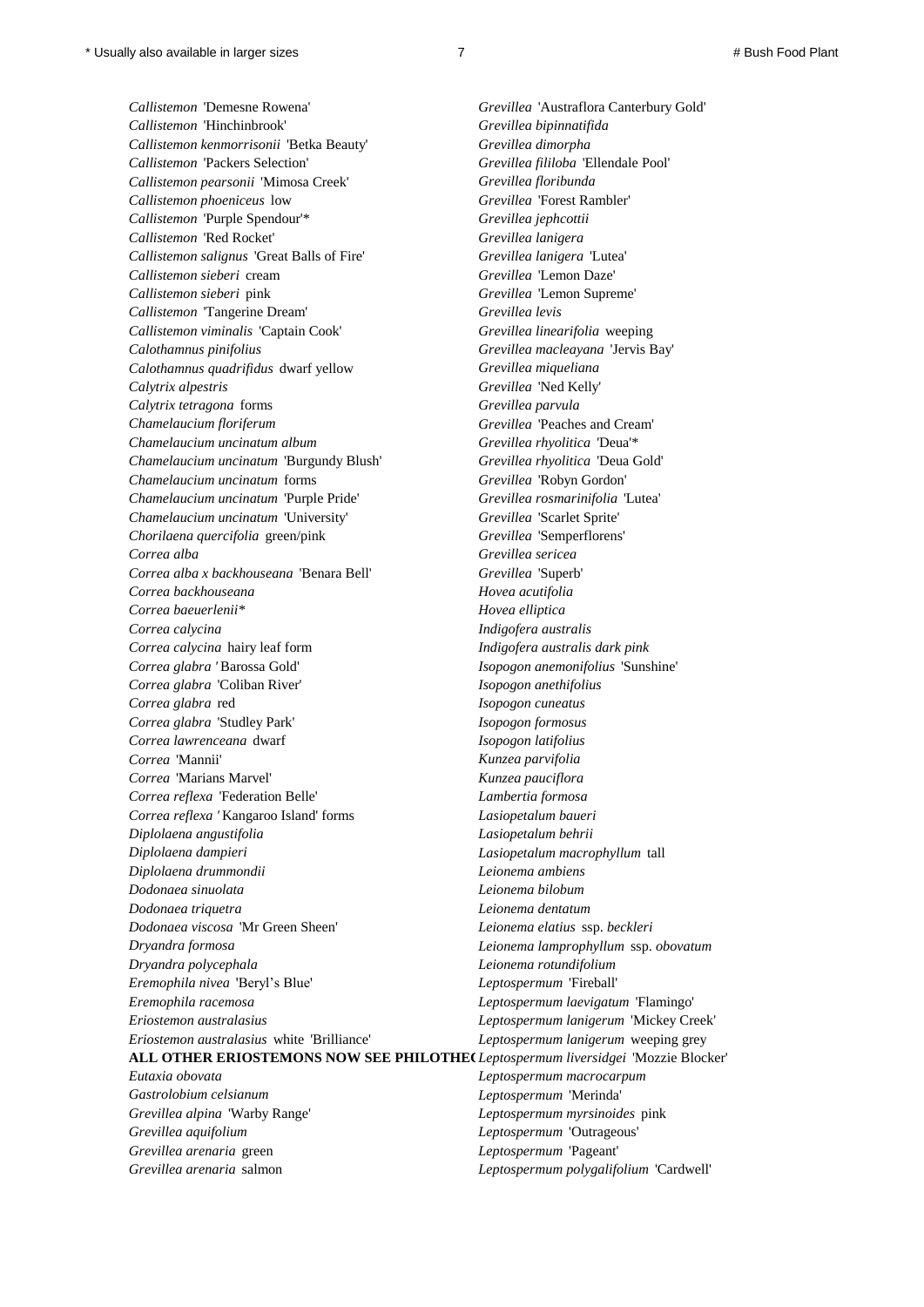*Callistemon* 'Demesne Rowena'
*Callistemon* 'Hinchinbrook'
*Callistemon kenmorrisonii* 'Betka Beauty'
*Callistemon* 'Packers Selection'
*Callistemon pearsonii* 'Mimosa Creek'
*Callistemon phoeniceus* low
*Callistemon* 'Purple Spendour'*
*Callistemon* 'Red Rocket'
*Callistemon salignus* 'Great Balls of Fire'
*Callistemon sieberi* cream
*Callistemon sieberi* pink
*Callistemon* 'Tangerine Dream'
*Callistemon viminalis* 'Captain Cook'
*Calothamnus pinifolius*
*Calothamnus quadrifidus* dwarf yellow
*Calytrix alpestris*
*Calytrix tetragona* forms
*Chamelaucium floriferum*
*Chamelaucium uncinatum album*
*Chamelaucium uncinatum* 'Burgundy Blush'
*Chamelaucium uncinatum* forms
*Chamelaucium uncinatum* 'Purple Pride'
*Chamelaucium uncinatum* 'University'
*Chorilaena quercifolia* green/pink
*Correa alba*
*Correa alba x backhouseana* 'Benara Bell'
*Correa backhouseana*
*Correa baeuerlenii**
*Correa calycina*
*Correa calycina* hairy leaf form
*Correa glabra '* Barossa Gold'
*Correa glabra* 'Coliban River'
*Correa glabra* red
*Correa glabra* 'Studley Park'
*Correa lawrenceana* dwarf
*Correa* 'Mannii'
*Correa* 'Marians Marvel'
*Correa reflexa* 'Federation Belle'
*Correa reflexa '* Kangaroo Island' forms
*Diplolaena angustifolia*
*Diplolaena dampieri*
*Diplolaena drummondii*
*Dodonaea sinuolata*
*Dodonaea triquetra*
*Dodonaea viscosa* 'Mr Green Sheen'
*Dryandra formosa*
*Dryandra polycephala*
*Eremophila nivea* 'Beryl's Blue'
*Eremophila racemosa*
*Eriostemon australasius*
*Eriostemon australasius* white 'Brilliance'
**ALL OTHER ERIOSTEMONS NOW SEE PHILOTHECA**
*Eutaxia obovata*
*Gastrolobium celsianum*
*Grevillea alpina* 'Warby Range'
*Grevillea aquifolium*
*Grevillea arenaria* green
*Grevillea arenaria* salmon
*Grevillea* 'Austraflora Canterbury Gold'
*Grevillea bipinnatifida*
*Grevillea dimorpha*
*Grevillea fililoba* 'Ellendale Pool'
*Grevillea floribunda*
*Grevillea* 'Forest Rambler'
*Grevillea jephcottii*
*Grevillea lanigera*
*Grevillea lanigera* 'Lutea'
*Grevillea* 'Lemon Daze'
*Grevillea* 'Lemon Supreme'
*Grevillea levis*
*Grevillea linearifolia* weeping
*Grevillea macleayana* 'Jervis Bay'
*Grevillea miqueliana*
*Grevillea* 'Ned Kelly'
*Grevillea parvula*
*Grevillea* 'Peaches and Cream'
*Grevillea rhyolitica* 'Deua'*
*Grevillea rhyolitica* 'Deua Gold'
*Grevillea* 'Robyn Gordon'
*Grevillea rosmarinifolia* 'Lutea'
*Grevillea* 'Scarlet Sprite'
*Grevillea* 'Semperflorens'
*Grevillea sericea*
*Grevillea* 'Superb'
*Hovea acutifolia*
*Hovea elliptica*
*Indigofera australis*
*Indigofera australis dark pink*
*Isopogon anemonifolius* 'Sunshine'
*Isopogon anethifolius*
*Isopogon cuneatus*
*Isopogon formosus*
*Isopogon latifolius*
*Kunzea parvifolia*
*Kunzea pauciflora*
*Lambertia formosa*
*Lasiopetalum baueri*
*Lasiopetalum behrii*
*Lasiopetalum macrophyllum* tall
*Leionema ambiens*
*Leionema bilobum*
*Leionema dentatum*
*Leionema elatius* ssp. *beckleri*
*Leionema lamprophyllum* ssp. *obovatum*
*Leionema rotundifolium*
*Leptospermum* 'Fireball'
*Leptospermum laevigatum* 'Flamingo'
*Leptospermum lanigerum* 'Mickey Creek'
*Leptospermum lanigerum* weeping grey
*Leptospermum liversidgei* 'Mozzie Blocker'
*Leptospermum macrocarpum*
*Leptospermum* 'Merinda'
*Leptospermum myrsinoides* pink
*Leptospermum* 'Outrageous'
*Leptospermum* 'Pageant'
*Leptospermum polygalifolium* 'Cardwell'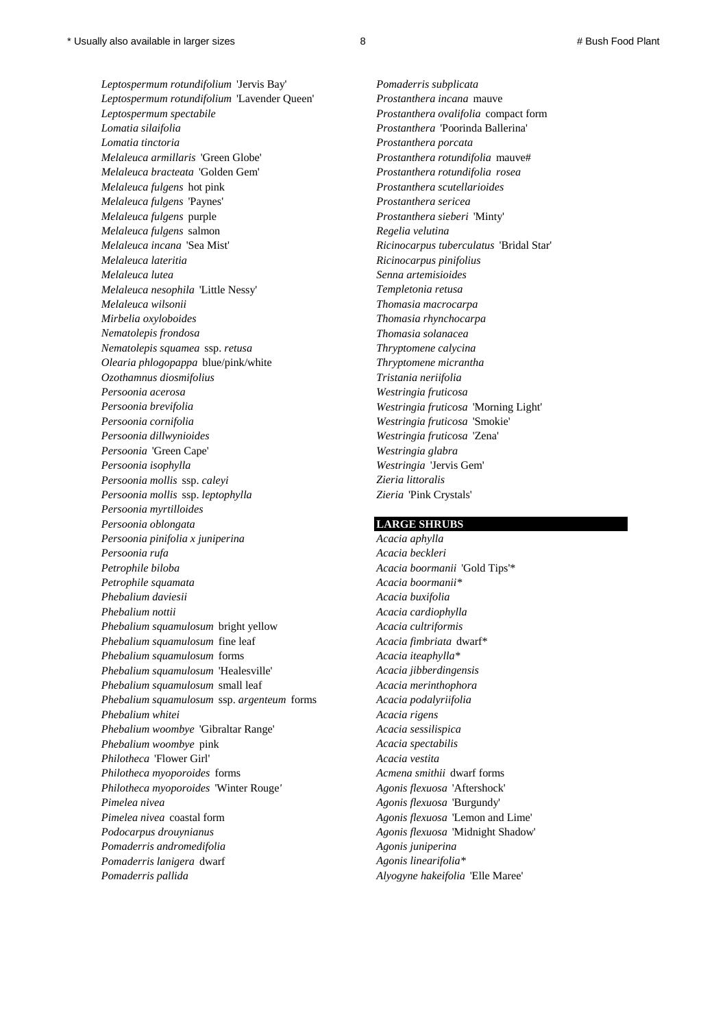*Leptospermum rotundifolium* 'Jervis Bay'
*Leptospermum rotundifolium* 'Lavender Queen'
*Leptospermum spectabile*
*Lomatia silaifolia*
*Lomatia tinctoria*
*Melaleuca armillaris* 'Green Globe'
*Melaleuca bracteata* 'Golden Gem'
*Melaleuca fulgens* hot pink
*Melaleuca fulgens* 'Paynes'
*Melaleuca fulgens* purple
*Melaleuca fulgens* salmon
*Melaleuca incana* 'Sea Mist'
*Melaleuca lateritia*
*Melaleuca lutea*
*Melaleuca nesophila* 'Little Nessy'
*Melaleuca wilsonii*
*Mirbelia oxyloboides*
*Nematolepis frondosa*
*Nematolepis squamea* ssp. *retusa*
*Olearia phlogopappa* blue/pink/white
*Ozothamnus diosmifolius*
*Persoonia acerosa*
*Persoonia brevifolia*
*Persoonia cornifolia*
*Persoonia dillwynioides*
*Persoonia* 'Green Cape'
*Persoonia isophylla*
*Persoonia mollis* ssp. *caleyi*
*Persoonia mollis* ssp. *leptophylla*
*Persoonia myrtilloides*
*Persoonia oblongata*
*Persoonia pinifolia x juniperina*
*Persoonia rufa*
*Petrophile biloba*
*Petrophile squamata*
*Phebalium daviesii*
*Phebalium nottii*
*Phebalium squamulosum* bright yellow
*Phebalium squamulosum* fine leaf
*Phebalium squamulosum* forms
*Phebalium squamulosum* 'Healesville'
*Phebalium squamulosum* small leaf
*Phebalium squamulosum* ssp. *argenteum* forms
*Phebalium whitei*
*Phebalium woombye* 'Gibraltar Range'
*Phebalium woombye* pink
*Philotheca* 'Flower Girl'
*Philotheca myoporoides* forms
*Philotheca myoporoides* 'Winter Rouge'
*Pimelea nivea*
*Pimelea nivea* coastal form
*Podocarpus drouynianus*
*Pomaderris andromedifolia*
*Pomaderris lanigera* dwarf
*Pomaderris pallida*
*Pomaderris subplicata*
*Prostanthera incana* mauve
*Prostanthera ovalifolia* compact form
*Prostanthera* 'Poorinda Ballerina'
*Prostanthera porcata*
*Prostanthera rotundifolia* mauve#
*Prostanthera rotundifolia rosea*
*Prostanthera scutellarioides*
*Prostanthera sericea*
*Prostanthera sieberi* 'Minty'
*Regelia velutina*
*Ricinocarpus tuberculatus* 'Bridal Star'
*Ricinocarpus pinifolius*
*Senna artemisioides*
*Templetonia retusa*
*Thomasia macrocarpa*
*Thomasia rhynchocarpa*
*Thomasia solanacea*
*Thryptomene calycina*
*Thryptomene micrantha*
*Tristania neriifolia*
*Westringia fruticosa*
*Westringia fruticosa* 'Morning Light'
*Westringia fruticosa* 'Smokie'
*Westringia fruticosa* 'Zena'
*Westringia glabra*
*Westringia* 'Jervis Gem'
*Zieria littoralis*
*Zieria* 'Pink Crystals'

## LARGE SHRUBS

*Acacia aphylla*
*Acacia beckleri*
*Acacia boormanii* 'Gold Tips'*
*Acacia boormanii**
*Acacia buxifolia*
*Acacia cardiophylla*
*Acacia cultriformis*
*Acacia fimbriata* dwarf*
*Acacia iteaphylla**
*Acacia jibberdingensis*
*Acacia merinthophora*
*Acacia podalyriifolia*
*Acacia rigens*
*Acacia sessilispica*
*Acacia spectabilis*
*Acacia vestita*
*Acmena smithii* dwarf forms
*Agonis flexuosa* 'Aftershock'
*Agonis flexuosa* 'Burgundy'
*Agonis flexuosa* 'Lemon and Lime'
*Agonis flexuosa* 'Midnight Shadow'
*Agonis juniperina*
*Agonis linearifolia**
*Alyogyne hakeifolia* 'Elle Maree'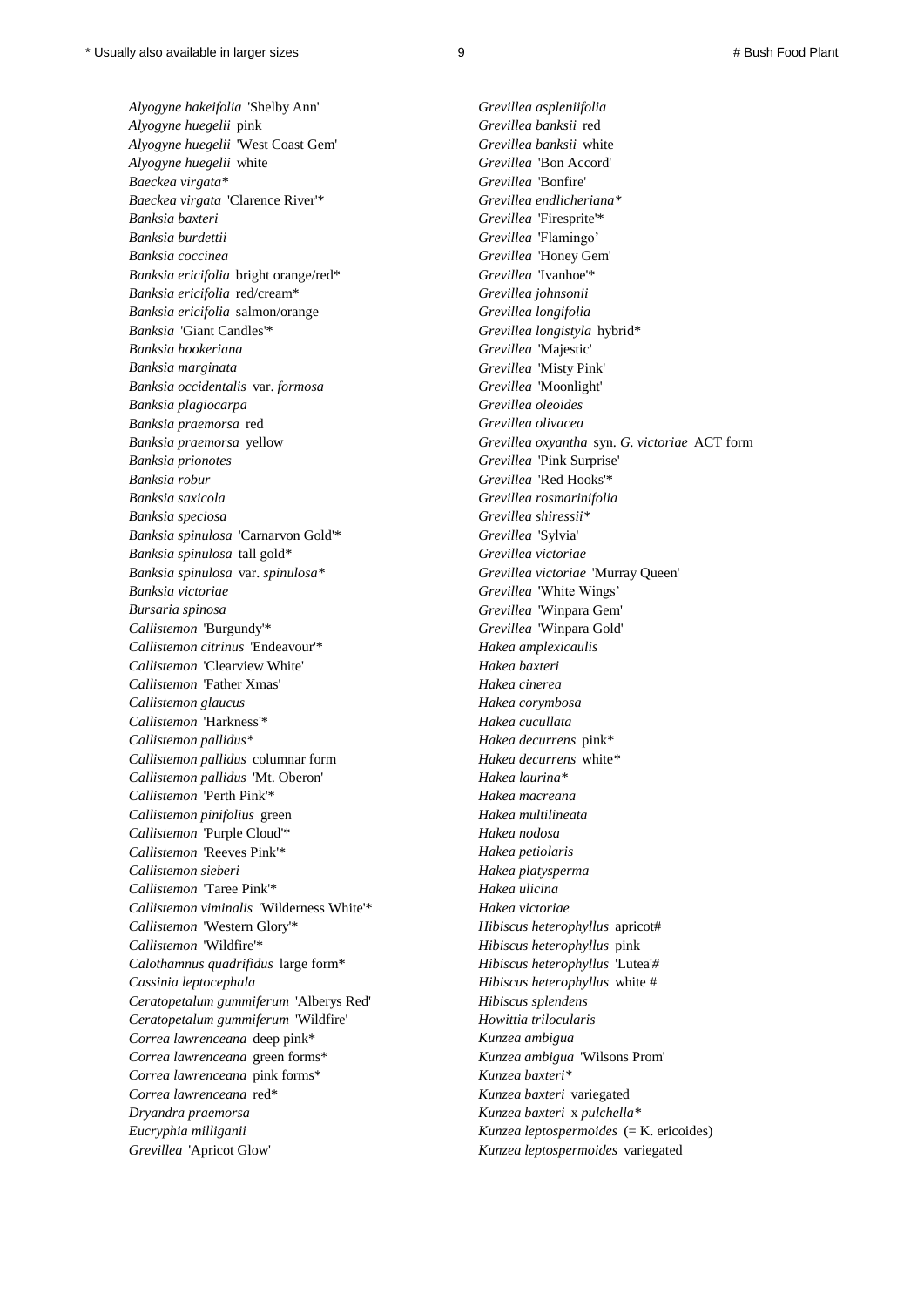_Alyogyne hakeifolia_ 'Shelby Ann'
_Alyogyne huegelii_ pink
_Alyogyne huegelii_ 'West Coast Gem'
_Alyogyne huegelii_ white
_Baeckea virgata_*
_Baeckea virgata_ 'Clarence River'*
_Banksia baxteri_
_Banksia burdettii_
_Banksia coccinea_
_Banksia ericifolia_ bright orange/red*
_Banksia ericifolia_ red/cream*
_Banksia ericifolia_ salmon/orange
_Banksia_ 'Giant Candles'*
_Banksia hookeriana_
_Banksia marginata_
_Banksia occidentalis_ var. _formosa_
_Banksia plagiocarpa_
_Banksia praemorsa_ red
_Banksia praemorsa_ yellow
_Banksia prionotes_
_Banksia robur_
_Banksia saxicola_
_Banksia speciosa_
_Banksia spinulosa_ 'Carnarvon Gold'*
_Banksia spinulosa_ tall gold*
_Banksia spinulosa_ var. _spinulosa_*
_Banksia victoriae_
_Bursaria spinosa_
_Callistemon_ 'Burgundy'*
_Callistemon citrinus_ 'Endeavour'*
_Callistemon_ 'Clearview White'
_Callistemon_ 'Father Xmas'
_Callistemon glaucus_
_Callistemon_ 'Harkness'*
_Callistemon pallidus_*
_Callistemon pallidus_ columnar form
_Callistemon pallidus_ 'Mt. Oberon'
_Callistemon_ 'Perth Pink'*
_Callistemon pinifolius_ green
_Callistemon_ 'Purple Cloud'*
_Callistemon_ 'Reeves Pink'*
_Callistemon sieberi_
_Callistemon_ 'Taree Pink'*
_Callistemon viminalis_ 'Wilderness White'*
_Callistemon_ 'Western Glory'*
_Callistemon_ 'Wildfire'*
_Calothamnus quadrifidus_ large form*
_Cassinia leptocephala_
_Ceratopetalum gummiferum_ 'Alberys Red'
_Ceratopetalum gummiferum_ 'Wildfire'
_Correa lawrenceana_ deep pink*
_Correa lawrenceana_ green forms*
_Correa lawrenceana_ pink forms*
_Correa lawrenceana_ red*
_Dryandra praemorsa_
_Eucryphia milliganii_
_Grevillea_ 'Apricot Glow'
_Grevillea aspleniifolia_
_Grevillea banksii_ red
_Grevillea banksii_ white
_Grevillea_ 'Bon Accord'
_Grevillea_ 'Bonfire'
_Grevillea endlicheriana_*
_Grevillea_ 'Firesprite'*
_Grevillea_ 'Flamingo'
_Grevillea_ 'Honey Gem'
_Grevillea_ 'Ivanhoe'*
_Grevillea johnsonii_
_Grevillea longifolia_
_Grevillea longistyla_ hybrid*
_Grevillea_ 'Majestic'
_Grevillea_ 'Misty Pink'
_Grevillea_ 'Moonlight'
_Grevillea oleoides_
_Grevillea olivacea_
_Grevillea oxyantha_ syn. _G. victoriae_ ACT form
_Grevillea_ 'Pink Surprise'
_Grevillea_ 'Red Hooks'*
_Grevillea rosmarinifolia_
_Grevillea shiressii_*
_Grevillea_ 'Sylvia'
_Grevillea victoriae_
_Grevillea victoriae_ 'Murray Queen'
_Grevillea_ 'White Wings'
_Grevillea_ 'Winpara Gem'
_Grevillea_ 'Winpara Gold'
_Hakea amplexicaulis_
_Hakea baxteri_
_Hakea cinerea_
_Hakea corymbosa_
_Hakea cucullata_
_Hakea decurrens_ pink*
_Hakea decurrens_ white*
_Hakea laurina_*
_Hakea macreana_
_Hakea multilineata_
_Hakea nodosa_
_Hakea petiolaris_
_Hakea platysperma_
_Hakea ulicina_
_Hakea victoriae_
_Hibiscus heterophyllus_ apricot#
_Hibiscus heterophyllus_ pink
_Hibiscus heterophyllus_ 'Lutea'#
_Hibiscus heterophyllus_ white #
_Hibiscus splendens_
_Howittia trilocularis_
_Kunzea ambigua_
_Kunzea ambigua_ 'Wilsons Prom'
_Kunzea baxteri_*
_Kunzea baxteri_ variegated
_Kunzea baxteri_ x _pulchella_*
_Kunzea leptospermoides_ (= K. ericoides)
_Kunzea leptospermoides_ variegated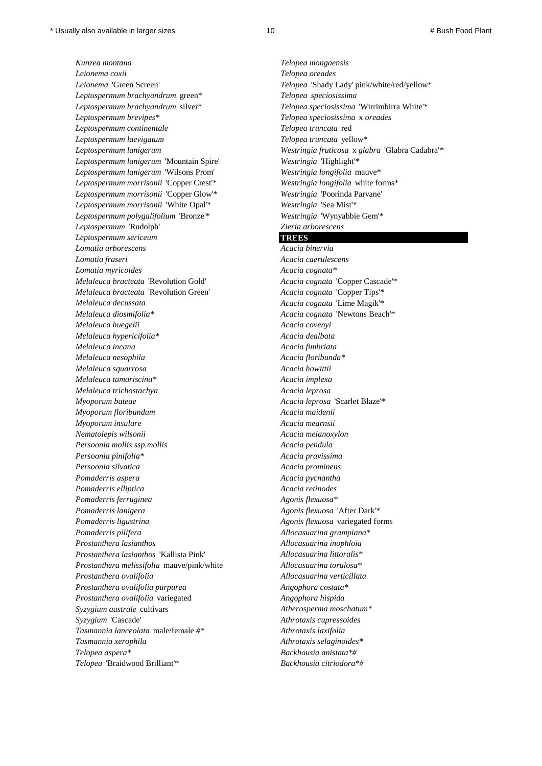*Kunzea montana*
*Leionema coxii*
*Leionema* 'Green Screen'
*Leptospermum brachyandrum* green*
*Leptospermum brachyandrum* silver*
*Leptospermum brevipes**
*Leptospermum continentale*
*Leptospermum laevigatum*
*Leptospermum lanigerum*
*Leptospermum lanigerum* 'Mountain Spire'
*Leptospermum lanigerum* 'Wilsons Prom'
*Leptospermum morrisonii* 'Copper Crest'*
*Leptospermum morrisonii* 'Copper Glow'*
*Leptospermum morrisonii* 'White Opal'*
*Leptospermum polygalifolium* 'Bronze'*
*Leptospermum* 'Rudolph'
*Leptospermum sericeum*
*Lomatia arborescens*
*Lomatia fraseri*
*Lomatia myricoides*
*Melaleuca bracteata* 'Revolution Gold'
*Melaleuca bracteata* 'Revolution Green'
*Melaleuca decussata*
*Melaleuca diosmifolia**
*Melaleuca huegelii*
*Melaleuca hypericifolia**
*Melaleuca incana*
*Melaleuca nesophila*
*Melaleuca squarrosa*
*Melaleuca tamariscina**
*Melaleuca trichostachya*
*Myoporum bateae*
*Myoporum floribundum*
*Myoporum insulare*
*Nematolepis wilsonii*
*Persoonia mollis ssp.mollis*
*Persoonia pinifolia**
*Persoonia silvatica*
*Pomaderris aspera*
*Pomaderris elliptica*
*Pomaderris ferruginea*
*Pomaderris lanigera*
*Pomaderris ligustrina*
*Pomaderris pilifera*
*Prostanthera lasianthos*
*Prostanthera lasianthos* 'Kallista Pink'
*Prostanthera melissifolia* mauve/pink/white
*Prostanthera ovalifolia*
*Prostanthera ovalifolia purpurea*
*Prostanthera ovalifolia* variegated
*Syzygium australe* cultivars
*Syzygium* 'Cascade'
*Tasmannia lanceolata* male/female #*
*Tasmannia xerophila*
*Telopea aspera**
*Telopea* 'Braidwood Brilliant'*
*Telopea mongaensis*
*Telopea oreades*
*Telopea* 'Shady Lady' pink/white/red/yellow*
*Telopea speciosissima*
*Telopea speciosissima* 'Wirrimbirra White'*
*Telopea speciosissima* x *oreades*
*Telopea truncata* red
*Telopea truncata* yellow*
*Westringia fruticosa* x *glabra* 'Glabra Cadabra'*
*Westringia* 'Highlight'*
*Westringia longifolia* mauve*
*Westringia longifolia* white forms*
*Westringia* 'Poorinda Parvane'
*Westringia* 'Sea Mist'*
*Westringia* 'Wynyabbie Gem'*
*Zieria arborescens*

## TREES

*Acacia binervia*
*Acacia caerulescens*
*Acacia cognata**
*Acacia cognata* 'Copper Cascade'*
*Acacia cognata* 'Copper Tips'*
*Acacia cognata* 'Lime Magik'*
*Acacia cognata* 'Newtons Beach'*
*Acacia covenyi*
*Acacia dealbata*
*Acacia fimbriata*
*Acacia floribunda**
*Acacia howittii*
*Acacia implexa*
*Acacia leprosa*
*Acacia leprosa* 'Scarlet Blaze'*
*Acacia maidenii*
*Acacia mearnsii*
*Acacia melanoxylon*
*Acacia pendula*
*Acacia pravissima*
*Acacia prominens*
*Acacia pycnantha*
*Acacia retinodes*
*Agonis flexuosa**
*Agonis flexuosa* 'After Dark'*
*Agonis flexuosa* variegated forms
*Allocasuarina grampiana**
*Allocasuarina inophloia*
*Allocasuarina littoralis**
*Allocasuarina torulosa**
*Allocasuarina verticillata*
*Angophora costata**
*Angophora hispida*
*Atherosperma moschatum**
*Athrotaxis cupressoides*
*Athrotaxis laxifolia*
*Athrotaxis selaginoides**
*Backhousia anistata*#*
*Backhousia citriodora*#*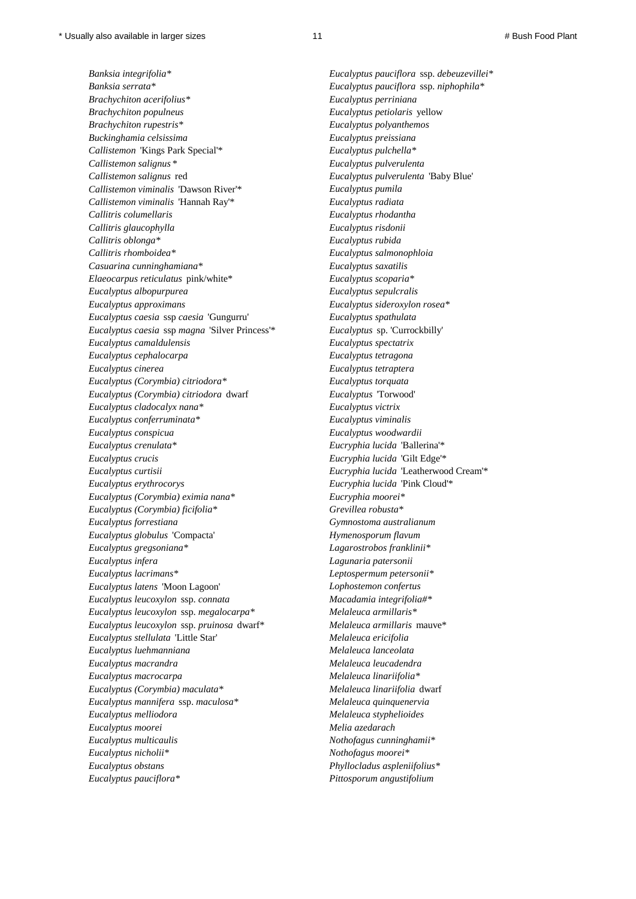*Banksia integrifolia**
*Banksia serrata**
*Brachychiton acerifolius**
*Brachychiton populneus*
*Brachychiton rupestris**
*Buckinghamia celsissima*
*Callistemon* 'Kings Park Special'*
*Callistemon salignus**
*Callistemon salignus* red
*Callistemon viminalis* 'Dawson River'*
*Callistemon viminalis* 'Hannah Ray'*
*Callitris columellaris*
*Callitris glaucophylla*
*Callitris oblonga**
*Callitris rhomboidea**
*Casuarina cunninghamiana**
*Elaeocarpus reticulatus* pink/white*
*Eucalyptus albopurpurea*
*Eucalyptus approximans*
*Eucalyptus caesia* ssp *caesia* 'Gungurru'
*Eucalyptus caesia* ssp *magna* 'Silver Princess'*
*Eucalyptus camaldulensis*
*Eucalyptus cephalocarpa*
*Eucalyptus cinerea*
*Eucalyptus (Corymbia) citriodora**
*Eucalyptus (Corymbia) citriodora* dwarf
*Eucalyptus cladocalyx nana**
*Eucalyptus conferruminata**
*Eucalyptus conspicua*
*Eucalyptus crenulata**
*Eucalyptus crucis*
*Eucalyptus curtisii*
*Eucalyptus erythrocorys*
*Eucalyptus (Corymbia) eximia nana**
*Eucalyptus (Corymbia) ficifolia**
*Eucalyptus forrestiana*
*Eucalyptus globulus* 'Compacta'
*Eucalyptus gregsoniana**
*Eucalyptus infera*
*Eucalyptus lacrimans**
*Eucalyptus latens* 'Moon Lagoon'
*Eucalyptus leucoxylon* ssp. *connata*
*Eucalyptus leucoxylon* ssp. *megalocarpa**
*Eucalyptus leucoxylon* ssp. *pruinosa* dwarf*
*Eucalyptus stellulata* 'Little Star'
*Eucalyptus luehmanniana*
*Eucalyptus macrandra*
*Eucalyptus macrocarpa*
*Eucalyptus (Corymbia) maculata**
*Eucalyptus mannifera* ssp. *maculosa**
*Eucalyptus melliodora*
*Eucalyptus moorei*
*Eucalyptus multicaulis*
*Eucalyptus nicholii**
*Eucalyptus obstans*
*Eucalyptus pauciflora**
*Eucalyptus pauciflora* ssp. *debeuzevillei**
*Eucalyptus pauciflora* ssp. *niphophila**
*Eucalyptus perriniana*
*Eucalyptus petiolaris* yellow
*Eucalyptus polyanthemos*
*Eucalyptus preissiana*
*Eucalyptus pulchella**
*Eucalyptus pulverulenta*
*Eucalyptus pulverulenta* 'Baby Blue'
*Eucalyptus pumila*
*Eucalyptus radiata*
*Eucalyptus rhodantha*
*Eucalyptus risdonii*
*Eucalyptus rubida*
*Eucalyptus salmonophloia*
*Eucalyptus saxatilis*
*Eucalyptus scoparia**
*Eucalyptus sepulcralis*
*Eucalyptus sideroxylon rosea**
*Eucalyptus spathulata*
*Eucalyptus* sp. 'Currockbilly'
*Eucalyptus spectatrix*
*Eucalyptus tetragona*
*Eucalyptus tetraptera*
*Eucalyptus torquata*
*Eucalyptus* 'Torwood'
*Eucalyptus victrix*
*Eucalyptus viminalis*
*Eucalyptus woodwardii*
*Eucryphia lucida* 'Ballerina'*
*Eucryphia lucida* 'Gilt Edge'*
*Eucryphia lucida* 'Leatherwood Cream'*
*Eucryphia lucida* 'Pink Cloud'*
*Eucryphia moorei**
*Grevillea robusta**
*Gymnostoma australianum*
*Hymenosporum flavum*
*Lagarostrobos franklinii**
*Lagunaria patersonii*
*Leptospermum petersonii**
*Lophostemon confertus*
*Macadamia integrifolia*#*
*Melaleuca armillaris**
*Melaleuca armillaris* mauve*
*Melaleuca ericifolia*
*Melaleuca lanceolata*
*Melaleuca leucadendra*
*Melaleuca linariifolia**
*Melaleuca linariifolia* dwarf
*Melaleuca quinquenervia*
*Melaleuca styphelioides*
*Melia azedarach*
*Nothofagus cunninghamii**
*Nothofagus moorei**
*Phyllocladus aspleniifolius**
*Pittosporum angustifolium*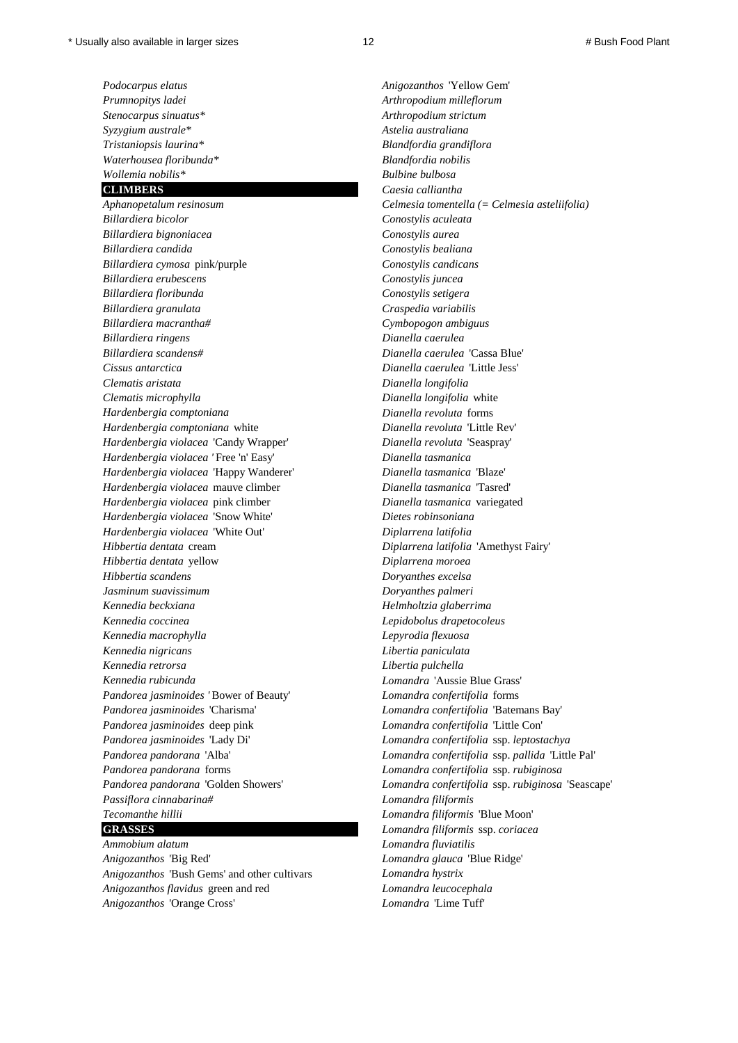*Podocarpus elatus*
*Prumnopitys ladei*
*Stenocarpus sinuatus**
*Syzygium australe**
*Tristaniopsis laurina**
*Waterhousea floribunda**
*Wollemia nobilis**

## CLIMBERS

*Aphanopetalum resinosum*
*Billardiera bicolor*
*Billardiera bignoniacea*
*Billardiera candida*
*Billardiera cymosa* pink/purple
*Billardiera erubescens*
*Billardiera floribunda*
*Billardiera granulata*
*Billardiera macrantha#*
*Billardiera ringens*
*Billardiera scandens#*
*Cissus antarctica*
*Clematis aristata*
*Clematis microphylla*
*Hardenbergia comptoniana*
*Hardenbergia comptoniana* white
*Hardenbergia violacea* 'Candy Wrapper'
*Hardenbergia violacea* 'Free 'n' Easy'
*Hardenbergia violacea* 'Happy Wanderer'
*Hardenbergia violacea* mauve climber
*Hardenbergia violacea* pink climber
*Hardenbergia violacea* 'Snow White'
*Hardenbergia violacea* 'White Out'
*Hibbertia dentata* cream
*Hibbertia dentata* yellow
*Hibbertia scandens*
*Jasminum suavissimum*
*Kennedia beckxiana*
*Kennedia coccinea*
*Kennedia macrophylla*
*Kennedia nigricans*
*Kennedia retrorsa*
*Kennedia rubicunda*
*Pandorea jasminoides* 'Bower of Beauty'
*Pandorea jasminoides* 'Charisma'
*Pandorea jasminoides* deep pink
*Pandorea jasminoides* 'Lady Di'
*Pandorea pandorana* 'Alba'
*Pandorea pandorana* forms
*Pandorea pandorana* 'Golden Showers'
*Passiflora cinnabarina#*
*Tecomanthe hillii*

## GRASSES

*Ammobium alatum*
*Anigozanthos* 'Big Red'
*Anigozanthos* 'Bush Gems' and other cultivars
*Anigozanthos flavidus* green and red
*Anigozanthos* 'Orange Cross'
*Anigozanthos* 'Yellow Gem'
*Arthropodium milleflorum*
*Arthropodium strictum*
*Astelia australiana*
*Blandfordia grandiflora*
*Blandfordia nobilis*
*Bulbine bulbosa*
*Caesia calliantha*
*Celmesia tomentella (= Celmesia asteliifolia)*
*Conostylis aculeata*
*Conostylis aurea*
*Conostylis bealiana*
*Conostylis candicans*
*Conostylis juncea*
*Conostylis setigera*
*Craspedia variabilis*
*Cymbopogon ambiguus*
*Dianella caerulea*
*Dianella caerulea* 'Cassa Blue'
*Dianella caerulea* 'Little Jess'
*Dianella longifolia*
*Dianella longifolia* white
*Dianella revoluta* forms
*Dianella revoluta* 'Little Rev'
*Dianella revoluta* 'Seaspray'
*Dianella tasmanica*
*Dianella tasmanica* 'Blaze'
*Dianella tasmanica* 'Tasred'
*Dianella tasmanica* variegated
*Dietes robinsoniana*
*Diplarrena latifolia*
*Diplarrena latifolia* 'Amethyst Fairy'
*Diplarrena moroea*
*Doryanthes excelsa*
*Doryanthes palmeri*
*Helmholtzia glaberrima*
*Lepidobolus drapetocoleus*
*Lepyrodia flexuosa*
*Libertia paniculata*
*Libertia pulchella*
*Lomandra* 'Aussie Blue Grass'
*Lomandra confertifolia* forms
*Lomandra confertifolia* 'Batemans Bay'
*Lomandra confertifolia* 'Little Con'
*Lomandra confertifolia* ssp. *leptostachya*
*Lomandra confertifolia* ssp. *pallida* 'Little Pal'
*Lomandra confertifolia* ssp. *rubiginosa*
*Lomandra confertifolia* ssp. *rubiginosa* 'Seascape'
*Lomandra filiformis*
*Lomandra filiformis* 'Blue Moon'
*Lomandra filiformis* ssp. *coriacea*
*Lomandra fluviatilis*
*Lomandra glauca* 'Blue Ridge'
*Lomandra hystrix*
*Lomandra leucocephala*
*Lomandra* 'Lime Tuff'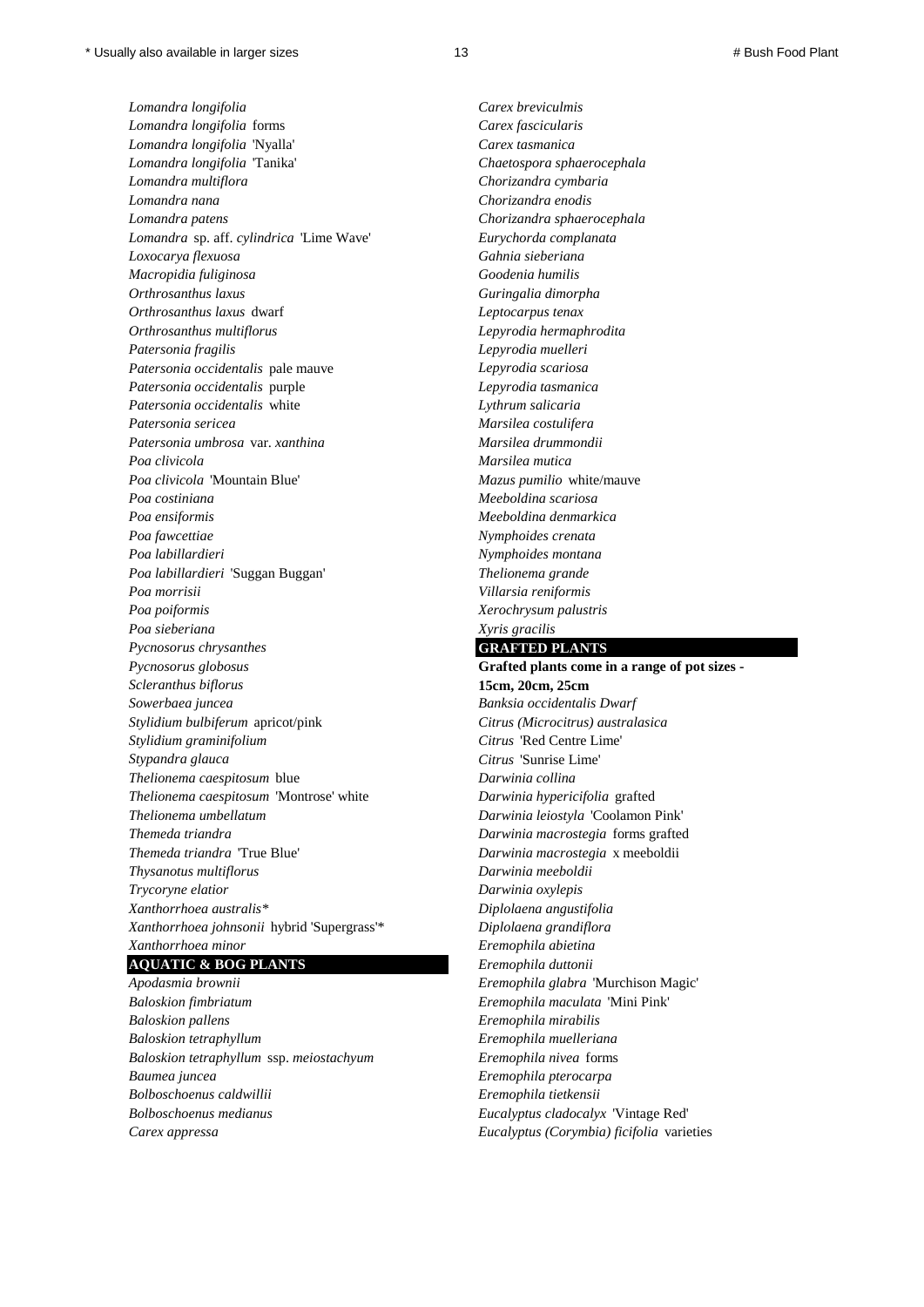*Lomandra longifolia*
*Lomandra longifolia* forms
*Lomandra longifolia* 'Nyalla'
*Lomandra longifolia* 'Tanika'
*Lomandra multiflora*
*Lomandra nana*
*Lomandra patens*
*Lomandra* sp. aff. *cylindrica* 'Lime Wave'
*Loxocarya flexuosa*
*Macropidia fuliginosa*
*Orthrosanthus laxus*
*Orthrosanthus laxus* dwarf
*Orthrosanthus multiflorus*
*Patersonia fragilis*
*Patersonia occidentalis* pale mauve
*Patersonia occidentalis* purple
*Patersonia occidentalis* white
*Patersonia sericea*
*Patersonia umbrosa* var. *xanthina*
*Poa clivicola*
*Poa clivicola* 'Mountain Blue'
*Poa costiniana*
*Poa ensiformis*
*Poa fawcettiae*
*Poa labillardieri*
*Poa labillardieri* 'Suggan Buggan'
*Poa morrisii*
*Poa poiformis*
*Poa sieberiana*
*Pycnosorus chrysanthes*
*Pycnosorus globosus*
*Scleranthus biflorus*
*Sowerbaea juncea*
*Stylidium bulbiferum* apricot/pink
*Stylidium graminifolium*
*Stypandra glauca*
*Thelionema caespitosum* blue
*Thelionema caespitosum* 'Montrose' white
*Thelionema umbellatum*
*Themeda triandra*
*Themeda triandra* 'True Blue'
*Thysanotus multiflorus*
*Trycoryne elatior*
*Xanthorrhoea australis**
*Xanthorrhoea johnsonii* hybrid 'Supergrass'*
*Xanthorrhoea minor*

## AQUATIC & BOG PLANTS

*Apodasmia brownii*
*Baloskion fimbriatum*
*Baloskion pallens*
*Baloskion tetraphyllum*
*Baloskion tetraphyllum* ssp. *meiostachyum*
*Baumea juncea*
*Bolboschoenus caldwillii*
*Bolboschoenus medianus*
*Carex appressa*
*Carex breviculmis*
*Carex fascicularis*
*Carex tasmanica*
*Chaetospora sphaerocephala*
*Chorizandra cymbaria*
*Chorizandra enodis*
*Chorizandra sphaerocephala*
*Eurychorda complanata*
*Gahnia sieberiana*
*Goodenia humilis*
*Guringalia dimorpha*
*Leptocarpus tenax*
*Lepyrodia hermaphrodita*
*Lepyrodia muelleri*
*Lepyrodia scariosa*
*Lepyrodia tasmanica*
*Lythrum salicaria*
*Marsilea costulifera*
*Marsilea drummondii*
*Marsilea mutica*
*Mazus pumilio* white/mauve
*Meeboldina scariosa*
*Meeboldina denmarkica*
*Nymphoides crenata*
*Nymphoides montana*
*Thelionema grande*
*Villarsia reniformis*
*Xerochrysum palustris*
*Xyris gracilis*

## GRAFTED PLANTS

**Grafted plants come in a range of pot sizes - 15cm, 20cm, 25cm**

*Banksia occidentalis Dwarf*
*Citrus (Microcitrus) australasica*
*Citrus* 'Red Centre Lime'
*Citrus* 'Sunrise Lime'
*Darwinia collina*
*Darwinia hypericifolia* grafted
*Darwinia leiostyla* 'Coolamon Pink'
*Darwinia macrostegia* forms grafted
*Darwinia macrostegia* x meeboldii
*Darwinia meeboldii*
*Darwinia oxylepis*
*Diplolaena angustifolia*
*Diplolaena grandiflora*
*Eremophila abietina*
*Eremophila duttonii*
*Eremophila glabra* 'Murchison Magic'
*Eremophila maculata* 'Mini Pink'
*Eremophila mirabilis*
*Eremophila muelleriana*
*Eremophila nivea* forms
*Eremophila pterocarpa*
*Eremophila tietkensii*
*Eucalyptus cladocalyx* 'Vintage Red'
*Eucalyptus (Corymbia) ficifolia* varieties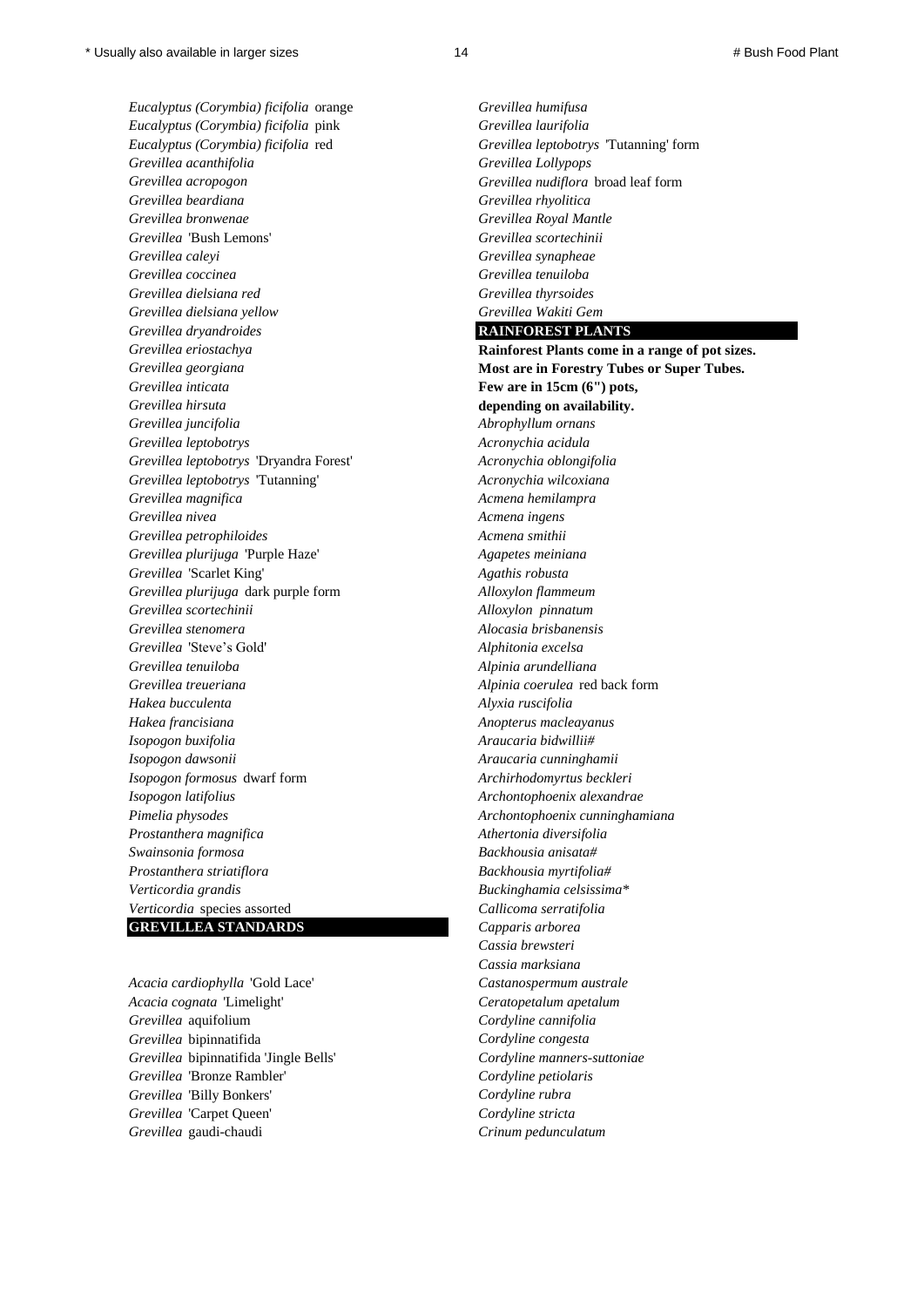*Eucalyptus (Corymbia) ficifolia* orange
*Eucalyptus (Corymbia) ficifolia* pink
*Eucalyptus (Corymbia) ficifolia* red
*Grevillea acanthifolia*
*Grevillea acropogon*
*Grevillea beardiana*
*Grevillea bronwenae*
*Grevillea* 'Bush Lemons'
*Grevillea caleyi*
*Grevillea coccinea*
*Grevillea dielsiana red*
*Grevillea dielsiana yellow*
*Grevillea dryandroides*
*Grevillea eriostachya*
*Grevillea georgiana*
*Grevillea inticata*
*Grevillea hirsuta*
*Grevillea juncifolia*
*Grevillea leptobotrys*
*Grevillea leptobotrys* 'Dryandra Forest'
*Grevillea leptobotrys* 'Tutanning'
*Grevillea magnifica*
*Grevillea nivea*
*Grevillea petrophiloides*
*Grevillea plurijuga* 'Purple Haze'
*Grevillea* 'Scarlet King'
*Grevillea plurijuga* dark purple form
*Grevillea scortechinii*
*Grevillea stenomera*
*Grevillea* 'Steve's Gold'
*Grevillea tenuiloba*
*Grevillea treueriana*
*Hakea bucculenta*
*Hakea francisiana*
*Isopogon buxifolia*
*Isopogon dawsonii*
*Isopogon formosus* dwarf form
*Isopogon latifolius*
*Pimelia physodes*
*Prostanthera magnifica*
*Swainsonia formosa*
*Prostanthera striatiflora*
*Verticordia grandis*
*Verticordia* species assorted

## GREVILLEA STANDARDS

*Acacia cardiophylla* 'Gold Lace'
*Acacia cognata* 'Limelight'
*Grevillea* aquifolium
*Grevillea* bipinnatifida
*Grevillea* bipinnatifida 'Jingle Bells'
*Grevillea* 'Bronze Rambler'
*Grevillea* 'Billy Bonkers'
*Grevillea* 'Carpet Queen'
*Grevillea* gaudi-chaudi
*Grevillea humifusa*
*Grevillea laurifolia*
*Grevillea leptobotrys* 'Tutanning' form
*Grevillea Lollypops*
*Grevillea nudiflora* broad leaf form
*Grevillea rhyolitica*
*Grevillea Royal Mantle*
*Grevillea scortechinii*
*Grevillea synapheae*
*Grevillea tenuiloba*
*Grevillea thyrsoides*
*Grevillea Wakiti Gem*

## RAINFOREST PLANTS

**Rainforest Plants come in a range of pot sizes. Most are in Forestry Tubes or Super Tubes. Few are in 15cm (6") pots, depending on availability.**

*Abrophyllum ornans*
*Acronychia acidula*
*Acronychia oblongifolia*
*Acronychia wilcoxiana*
*Acmena hemilampra*
*Acmena ingens*
*Acmena smithii*
*Agapetes meiniana*
*Agathis robusta*
*Alloxylon flammeum*
*Alloxylon pinnatum*
*Alocasia brisbanensis*
*Alphitonia excelsa*
*Alpinia arundelliana*
*Alpinia coerulea* red back form
*Alyxia ruscifolia*
*Anopterus macleayanus*
*Araucaria bidwillii#*
*Araucaria cunninghamii*
*Archirhodomyrtus beckleri*
*Archontophoenix alexandrae*
*Archontophoenix cunninghamiana*
*Athertonia diversifolia*
*Backhousia anisata#*
*Backhousia myrtifolia#*
*Buckinghamia celsissima**
*Callicoma serratifolia*
*Capparis arborea*
*Cassia brewsteri*
*Cassia marksiana*
*Castanospermum australe*
*Ceratopetalum apetalum*
*Cordyline cannifolia*
*Cordyline congesta*
*Cordyline manners-suttoniae*
*Cordyline petiolaris*
*Cordyline rubra*
*Cordyline stricta*
*Crinum pedunculatum*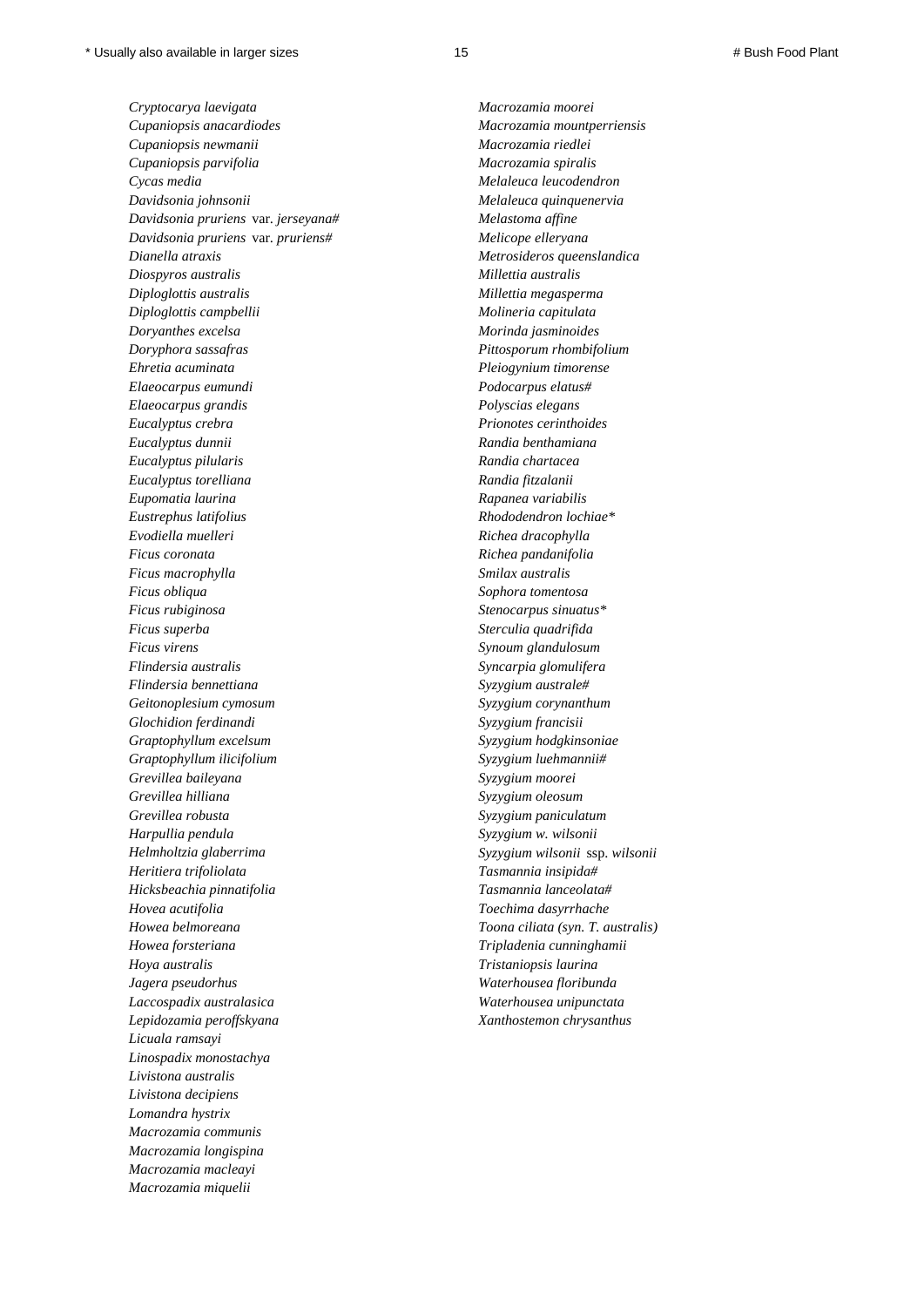*Cryptocarya laevigata*
*Cupaniopsis anacardiodes*
*Cupaniopsis newmanii*
*Cupaniopsis parvifolia*
*Cycas media*
*Davidsonia johnsonii*
*Davidsonia pruriens* var. *jerseyana#*
*Davidsonia pruriens* var. *pruriens#*
*Dianella atraxis*
*Diospyros australis*
*Diploglottis australis*
*Diploglottis campbellii*
*Doryanthes excelsa*
*Doryphora sassafras*
*Ehretia acuminata*
*Elaeocarpus eumundi*
*Elaeocarpus grandis*
*Eucalyptus crebra*
*Eucalyptus dunnii*
*Eucalyptus pilularis*
*Eucalyptus torelliana*
*Eupomatia laurina*
*Eustrephus latifolius*
*Evodiella muelleri*
*Ficus coronata*
*Ficus macrophylla*
*Ficus obliqua*
*Ficus rubiginosa*
*Ficus superba*
*Ficus virens*
*Flindersia australis*
*Flindersia bennettiana*
*Geitonoplesium cymosum*
*Glochidion ferdinandi*
*Graptophyllum excelsum*
*Graptophyllum ilicifolium*
*Grevillea baileyana*
*Grevillea hilliana*
*Grevillea robusta*
*Harpullia pendula*
*Helmholtzia glaberrima*
*Heritiera trifoliolata*
*Hicksbeachia pinnatifolia*
*Hovea acutifolia*
*Howea belmoreana*
*Howea forsteriana*
*Hoya australis*
*Jagera pseudorhus*
*Laccospadix australasica*
*Lepidozamia peroffskyana*
*Licuala ramsayi*
*Linospadix monostachya*
*Livistona australis*
*Livistona decipiens*
*Lomandra hystrix*
*Macrozamia communis*
*Macrozamia longispina*
*Macrozamia macleayi*
*Macrozamia miquelii*
*Macrozamia moorei*
*Macrozamia mountperriensis*
*Macrozamia riedlei*
*Macrozamia spiralis*
*Melaleuca leucodendron*
*Melaleuca quinquenervia*
*Melastoma affine*
*Melicope elleryana*
*Metrosideros queenslandica*
*Millettia australis*
*Millettia megasperma*
*Molineria capitulata*
*Morinda jasminoides*
*Pittosporum rhombifolium*
*Pleiogynium timorense*
*Podocarpus elatus#*
*Polyscias elegans*
*Prionotes cerinthoides*
*Randia benthamiana*
*Randia chartacea*
*Randia fitzalanii*
*Rapanea variabilis*
*Rhododendron lochiae**
*Richea dracophylla*
*Richea pandanifolia*
*Smilax australis*
*Sophora tomentosa*
*Stenocarpus sinuatus**
*Sterculia quadrifida*
*Synoum glandulosum*
*Syncarpia glomulifera*
*Syzygium australe#*
*Syzygium corynanthum*
*Syzygium francisii*
*Syzygium hodgkinsoniae*
*Syzygium luehmannii#*
*Syzygium moorei*
*Syzygium oleosum*
*Syzygium paniculatum*
*Syzygium w. wilsonii*
*Syzygium wilsonii* ssp. *wilsonii*
*Tasmannia insipida#*
*Tasmannia lanceolata#*
*Toechima dasyrrhache*
*Toona ciliata (syn. T. australis)*
*Tripladenia cunninghamii*
*Tristaniopsis laurina*
*Waterhousea floribunda*
*Waterhousea unipunctata*
*Xanthostemon chrysanthus*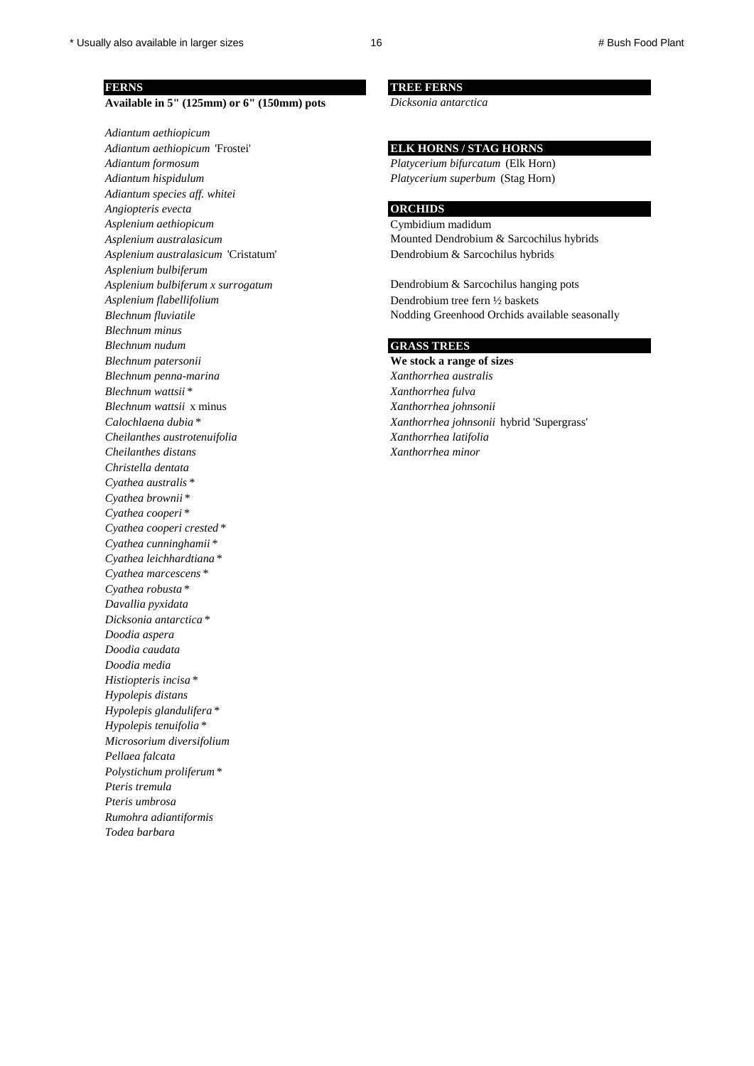## FERNS

**Available in 5" (125mm) or 6" (150mm) pots**

*Adiantum aethiopicum*
*Adiantum aethiopicum* 'Frostei'
*Adiantum formosum*
*Adiantum hispidulum*
*Adiantum species aff. whitei*
*Angiopteris evecta*
*Asplenium aethiopicum*
*Asplenium australasicum*
*Asplenium australasicum* 'Cristatum'
*Asplenium bulbiferum*
*Asplenium bulbiferum x surrogatum*
*Asplenium flabellifolium*
*Blechnum fluviatile*
*Blechnum minus*
*Blechnum nudum*
*Blechnum patersonii*
*Blechnum penna-marina*
*Blechnum wattsii* *
*Blechnum wattsii* x minus
*Calochlaena dubia* *
*Cheilanthes austrotenuifolia*
*Cheilanthes distans*
*Christella dentata*
*Cyathea australis* *
*Cyathea brownii* *
*Cyathea cooperi* *
*Cyathea cooperi crested* *
*Cyathea cunninghamii* *
*Cyathea leichhardtiana* *
*Cyathea marcescens* *
*Cyathea robusta* *
*Davallia pyxidata*
*Dicksonia antarctica* *
*Doodia aspera*
*Doodia caudata*
*Doodia media*
*Histiopteris incisa* *
*Hypolepis distans*
*Hypolepis glandulifera* *
*Hypolepis tenuifolia* *
*Microsorium diversifolium*
*Pellaea falcata*
*Polystichum proliferum* *
*Pteris tremula*
*Pteris umbrosa*
*Rumohra adiantiformis*
*Todea barbara*

## TREE FERNS

*Dicksonia antarctica*

## ELK HORNS / STAG HORNS

*Platycerium bifurcatum* (Elk Horn)
*Platycerium superbum* (Stag Horn)

## ORCHIDS

Cymbidium madidum
Mounted Dendrobium & Sarcochilus hybrids
Dendrobium & Sarcochilus hybrids

Dendrobium & Sarcochilus hanging pots
Dendrobium tree fern ½ baskets
Nodding Greenhood Orchids available seasonally

## GRASS TREES

**We stock a range of sizes**

*Xanthorrhea australis*
*Xanthorrhea fulva*
*Xanthorrhea johnsonii*
*Xanthorrhea johnsonii* hybrid 'Supergrass'
*Xanthorrhea latifolia*
*Xanthorrhea minor*